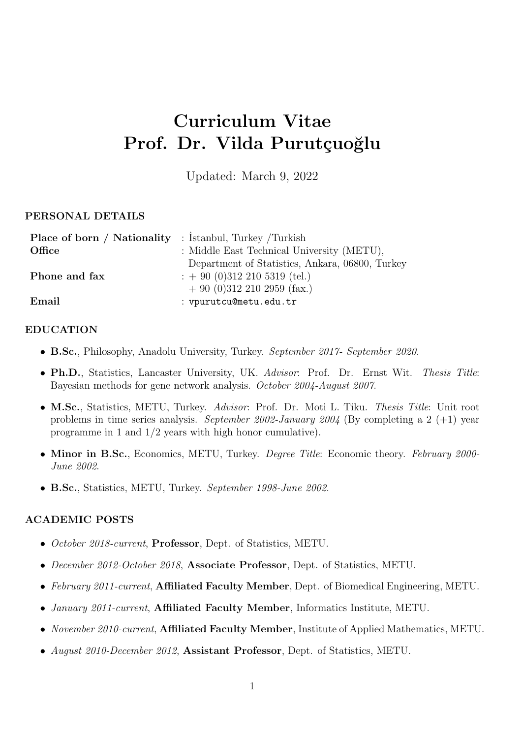# Curriculum Vitae
# Prof. Dr. Vilda Purutçuoğlu

Updated: March 9, 2022

## PERSONAL DETAILS

| | |
|---|---|
| **Place of born / Nationality** | : İstanbul, Turkey /Turkish |
| **Office** | : Middle East Technical University (METU), Department of Statistics, Ankara, 06800, Turkey |
| **Phone and fax** | : + 90 (0)312 210 5319 (tel.) + 90 (0)312 210 2959 (fax.) |
| **Email** | : vpurutcu@metu.edu.tr |

## EDUCATION

- **B.Sc.**, Philosophy, Anadolu University, Turkey. *September 2017- September 2020*.
- **Ph.D.**, Statistics, Lancaster University, UK. *Advisor*: Prof. Dr. Ernst Wit. *Thesis Title*: Bayesian methods for gene network analysis. *October 2004-August 2007*.
- **M.Sc.**, Statistics, METU, Turkey. *Advisor*: Prof. Dr. Moti L. Tiku. *Thesis Title*: Unit root problems in time series analysis. *September 2002-January 2004* (By completing a 2 (+1) year programme in 1 and 1/2 years with high honor cumulative).
- **Minor in B.Sc.**, Economics, METU, Turkey. *Degree Title*: Economic theory. *February 2000-June 2002*.
- **B.Sc.**, Statistics, METU, Turkey. *September 1998-June 2002*.

## ACADEMIC POSTS

- *October 2018-current*, **Professor**, Dept. of Statistics, METU.
- *December 2012-October 2018*, **Associate Professor**, Dept. of Statistics, METU.
- *February 2011-current*, **Affiliated Faculty Member**, Dept. of Biomedical Engineering, METU.
- *January 2011-current*, **Affiliated Faculty Member**, Informatics Institute, METU.
- *November 2010-current*, **Affiliated Faculty Member**, Institute of Applied Mathematics, METU.
- *August 2010-December 2012*, **Assistant Professor**, Dept. of Statistics, METU.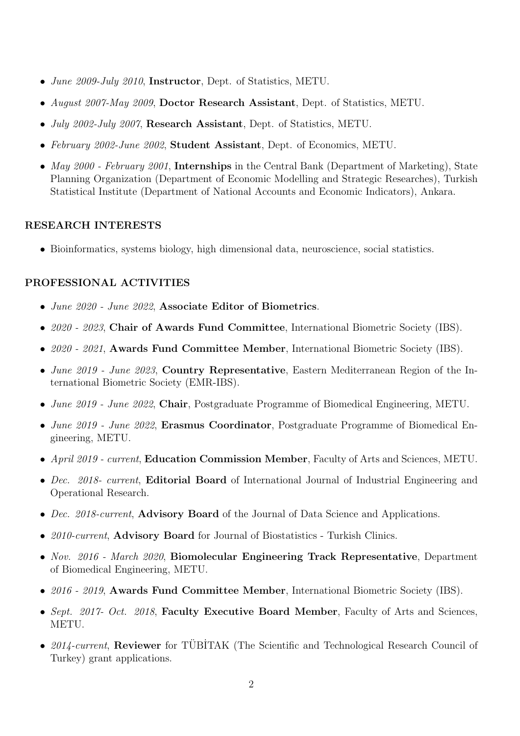- *June 2009-July 2010*, **Instructor**, Dept. of Statistics, METU.
- *August 2007-May 2009*, **Doctor Research Assistant**, Dept. of Statistics, METU.
- *July 2002-July 2007*, **Research Assistant**, Dept. of Statistics, METU.
- *February 2002-June 2002*, **Student Assistant**, Dept. of Economics, METU.
- *May 2000 - February 2001*, **Internships** in the Central Bank (Department of Marketing), State Planning Organization (Department of Economic Modelling and Strategic Researches), Turkish Statistical Institute (Department of National Accounts and Economic Indicators), Ankara.

## RESEARCH INTERESTS

- Bioinformatics, systems biology, high dimensional data, neuroscience, social statistics.

## PROFESSIONAL ACTIVITIES

- *June 2020 - June 2022*, **Associate Editor of Biometrics**.
- *2020 - 2023*, **Chair of Awards Fund Committee**, International Biometric Society (IBS).
- *2020 - 2021*, **Awards Fund Committee Member**, International Biometric Society (IBS).
- *June 2019 - June 2023*, **Country Representative**, Eastern Mediterranean Region of the International Biometric Society (EMR-IBS).
- *June 2019 - June 2022*, **Chair**, Postgraduate Programme of Biomedical Engineering, METU.
- *June 2019 - June 2022*, **Erasmus Coordinator**, Postgraduate Programme of Biomedical Engineering, METU.
- *April 2019 - current*, **Education Commission Member**, Faculty of Arts and Sciences, METU.
- *Dec. 2018- current*, **Editorial Board** of International Journal of Industrial Engineering and Operational Research.
- *Dec. 2018-current*, **Advisory Board** of the Journal of Data Science and Applications.
- *2010-current*, **Advisory Board** for Journal of Biostatistics - Turkish Clinics.
- *Nov. 2016 - March 2020*, **Biomolecular Engineering Track Representative**, Department of Biomedical Engineering, METU.
- *2016 - 2019*, **Awards Fund Committee Member**, International Biometric Society (IBS).
- *Sept. 2017- Oct. 2018*, **Faculty Executive Board Member**, Faculty of Arts and Sciences, METU.
- *2014-current*, **Reviewer** for TÜBİTAK (The Scientific and Technological Research Council of Turkey) grant applications.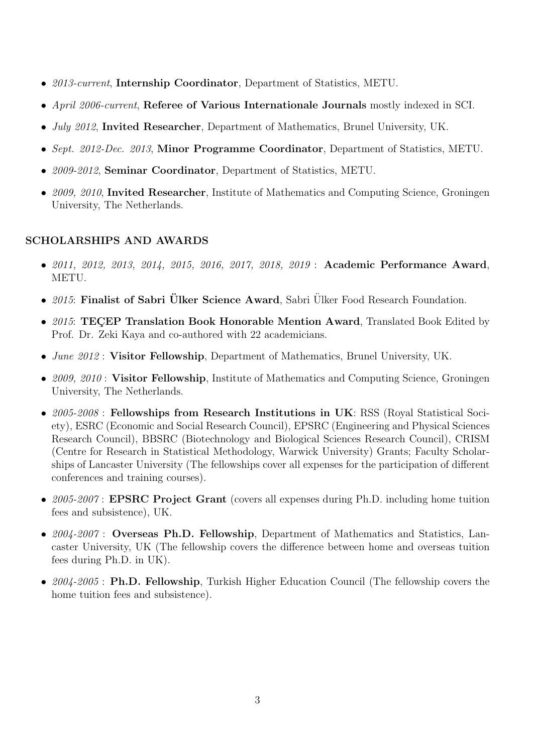- *2013-current*, **Internship Coordinator**, Department of Statistics, METU.
- *April 2006-current*, **Referee of Various Internationale Journals** mostly indexed in SCI.
- *July 2012*, **Invited Researcher**, Department of Mathematics, Brunel University, UK.
- *Sept. 2012-Dec. 2013*, **Minor Programme Coordinator**, Department of Statistics, METU.
- *2009-2012*, **Seminar Coordinator**, Department of Statistics, METU.
- *2009, 2010*, **Invited Researcher**, Institute of Mathematics and Computing Science, Groningen University, The Netherlands.

## SCHOLARSHIPS AND AWARDS

- *2011, 2012, 2013, 2014, 2015, 2016, 2017, 2018, 2019* : **Academic Performance Award**, METU.
- *2015*: **Finalist of Sabri Ülker Science Award**, Sabri Ülker Food Research Foundation.
- *2015*: **TEÇEP Translation Book Honorable Mention Award**, Translated Book Edited by Prof. Dr. Zeki Kaya and co-authored with 22 academicians.
- *June 2012* : **Visitor Fellowship**, Department of Mathematics, Brunel University, UK.
- *2009, 2010* : **Visitor Fellowship**, Institute of Mathematics and Computing Science, Groningen University, The Netherlands.
- *2005-2008* : **Fellowships from Research Institutions in UK**: RSS (Royal Statistical Society), ESRC (Economic and Social Research Council), EPSRC (Engineering and Physical Sciences Research Council), BBSRC (Biotechnology and Biological Sciences Research Council), CRISM (Centre for Research in Statistical Methodology, Warwick University) Grants; Faculty Scholarships of Lancaster University (The fellowships cover all expenses for the participation of different conferences and training courses).
- *2005-2007* : **EPSRC Project Grant** (covers all expenses during Ph.D. including home tuition fees and subsistence), UK.
- *2004-2007* : **Overseas Ph.D. Fellowship**, Department of Mathematics and Statistics, Lancaster University, UK (The fellowship covers the difference between home and overseas tuition fees during Ph.D. in UK).
- *2004-2005* : **Ph.D. Fellowship**, Turkish Higher Education Council (The fellowship covers the home tuition fees and subsistence).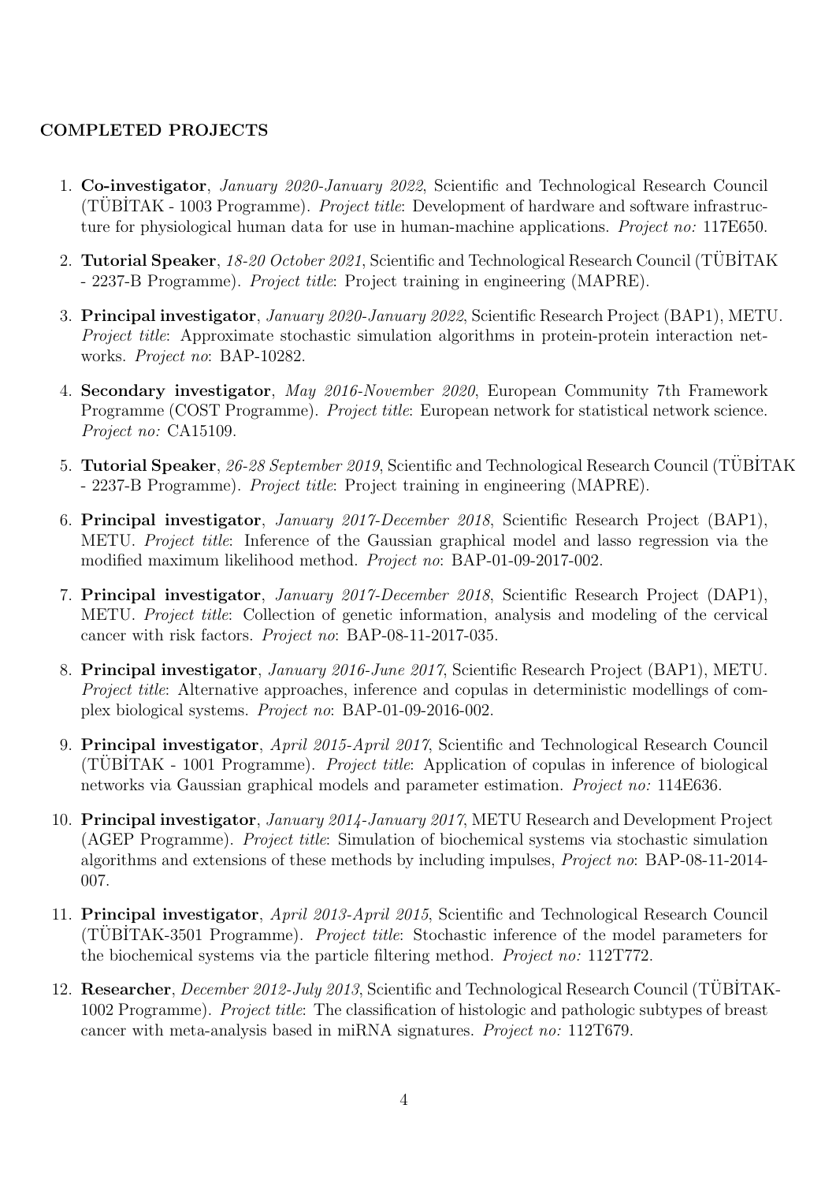### COMPLETED PROJECTS

1. **Co-investigator**, *January 2020-January 2022*, Scientific and Technological Research Council (TÜBİTAK - 1003 Programme). *Project title*: Development of hardware and software infrastructure for physiological human data for use in human-machine applications. *Project no:* 117E650.
2. **Tutorial Speaker**, *18-20 October 2021*, Scientific and Technological Research Council (TÜBİTAK - 2237-B Programme). *Project title*: Project training in engineering (MAPRE).
3. **Principal investigator**, *January 2020-January 2022*, Scientific Research Project (BAP1), METU. *Project title*: Approximate stochastic simulation algorithms in protein-protein interaction networks. *Project no*: BAP-10282.
4. **Secondary investigator**, *May 2016-November 2020*, European Community 7th Framework Programme (COST Programme). *Project title*: European network for statistical network science. *Project no:* CA15109.
5. **Tutorial Speaker**, *26-28 September 2019*, Scientific and Technological Research Council (TÜBİTAK - 2237-B Programme). *Project title*: Project training in engineering (MAPRE).
6. **Principal investigator**, *January 2017-December 2018*, Scientific Research Project (BAP1), METU. *Project title*: Inference of the Gaussian graphical model and lasso regression via the modified maximum likelihood method. *Project no*: BAP-01-09-2017-002.
7. **Principal investigator**, *January 2017-December 2018*, Scientific Research Project (DAP1), METU. *Project title*: Collection of genetic information, analysis and modeling of the cervical cancer with risk factors. *Project no*: BAP-08-11-2017-035.
8. **Principal investigator**, *January 2016-June 2017*, Scientific Research Project (BAP1), METU. *Project title*: Alternative approaches, inference and copulas in deterministic modellings of complex biological systems. *Project no*: BAP-01-09-2016-002.
9. **Principal investigator**, *April 2015-April 2017*, Scientific and Technological Research Council (TÜBİTAK - 1001 Programme). *Project title*: Application of copulas in inference of biological networks via Gaussian graphical models and parameter estimation. *Project no:* 114E636.
10. **Principal investigator**, *January 2014-January 2017*, METU Research and Development Project (AGEP Programme). *Project title*: Simulation of biochemical systems via stochastic simulation algorithms and extensions of these methods by including impulses, *Project no*: BAP-08-11-2014-007.
11. **Principal investigator**, *April 2013-April 2015*, Scientific and Technological Research Council (TÜBİTAK-3501 Programme). *Project title*: Stochastic inference of the model parameters for the biochemical systems via the particle filtering method. *Project no:* 112T772.
12. **Researcher**, *December 2012-July 2013*, Scientific and Technological Research Council (TÜBİTAK-1002 Programme). *Project title*: The classification of histologic and pathologic subtypes of breast cancer with meta-analysis based in miRNA signatures. *Project no:* 112T679.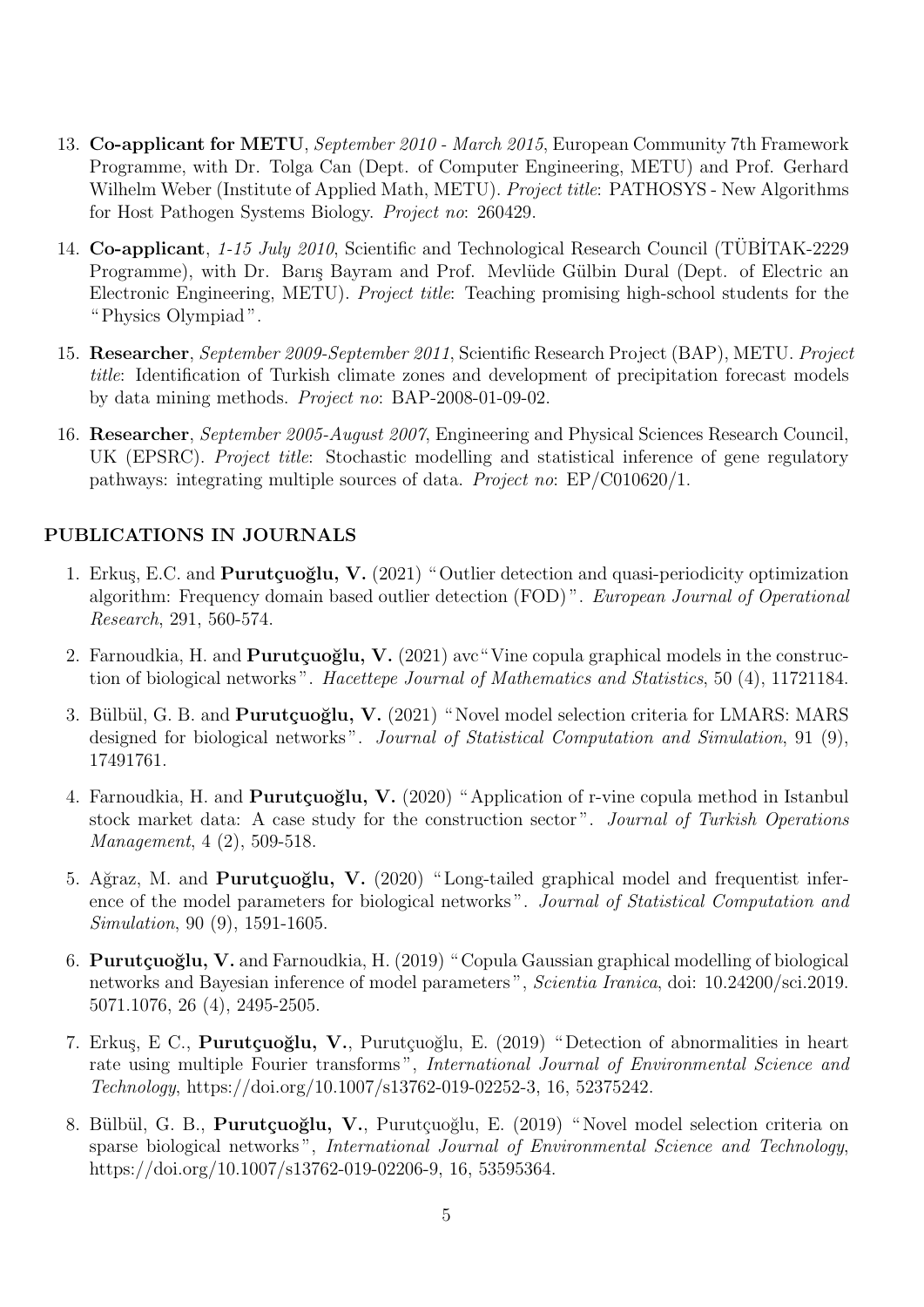13. **Co-applicant for METU**, *September 2010 - March 2015*, European Community 7th Framework Programme, with Dr. Tolga Can (Dept. of Computer Engineering, METU) and Prof. Gerhard Wilhelm Weber (Institute of Applied Math, METU). *Project title*: PATHOSYS - New Algorithms for Host Pathogen Systems Biology. *Project no*: 260429.

14. **Co-applicant**, *1-15 July 2010*, Scientific and Technological Research Council (TÜBİTAK-2229 Programme), with Dr. Barış Bayram and Prof. Mevlüde Gülbin Dural (Dept. of Electric an Electronic Engineering, METU). *Project title*: Teaching promising high-school students for the "Physics Olympiad".

15. **Researcher**, *September 2009-September 2011*, Scientific Research Project (BAP), METU. *Project title*: Identification of Turkish climate zones and development of precipitation forecast models by data mining methods. *Project no*: BAP-2008-01-09-02.

16. **Researcher**, *September 2005-August 2007*, Engineering and Physical Sciences Research Council, UK (EPSRC). *Project title*: Stochastic modelling and statistical inference of gene regulatory pathways: integrating multiple sources of data. *Project no*: EP/C010620/1.

## PUBLICATIONS IN JOURNALS

1. Erkuş, E.C. and **Purutçuoğlu, V.** (2021) "Outlier detection and quasi-periodicity optimization algorithm: Frequency domain based outlier detection (FOD)". *European Journal of Operational Research*, 291, 560-574.

2. Farnoudkia, H. and **Purutçuoğlu, V.** (2021) avc"Vine copula graphical models in the construction of biological networks". *Hacettepe Journal of Mathematics and Statistics*, 50 (4), 11721184.

3. Bülbül, G. B. and **Purutçuoğlu, V.** (2021) "Novel model selection criteria for LMARS: MARS designed for biological networks". *Journal of Statistical Computation and Simulation*, 91 (9), 17491761.

4. Farnoudkia, H. and **Purutçuoğlu, V.** (2020) "Application of r-vine copula method in Istanbul stock market data: A case study for the construction sector". *Journal of Turkish Operations Management*, 4 (2), 509-518.

5. Ağraz, M. and **Purutçuoğlu, V.** (2020) "Long-tailed graphical model and frequentist inference of the model parameters for biological networks". *Journal of Statistical Computation and Simulation*, 90 (9), 1591-1605.

6. **Purutçuoğlu, V.** and Farnoudkia, H. (2019) "Copula Gaussian graphical modelling of biological networks and Bayesian inference of model parameters", *Scientia Iranica*, doi: 10.24200/sci.2019.5071.1076, 26 (4), 2495-2505.

7. Erkuş, E C., **Purutçuoğlu, V.**, Purutçuoğlu, E. (2019) "Detection of abnormalities in heart rate using multiple Fourier transforms", *International Journal of Environmental Science and Technology*, https://doi.org/10.1007/s13762-019-02252-3, 16, 52375242.

8. Bülbül, G. B., **Purutçuoğlu, V.**, Purutçuoğlu, E. (2019) "Novel model selection criteria on sparse biological networks", *International Journal of Environmental Science and Technology*, https://doi.org/10.1007/s13762-019-02206-9, 16, 53595364.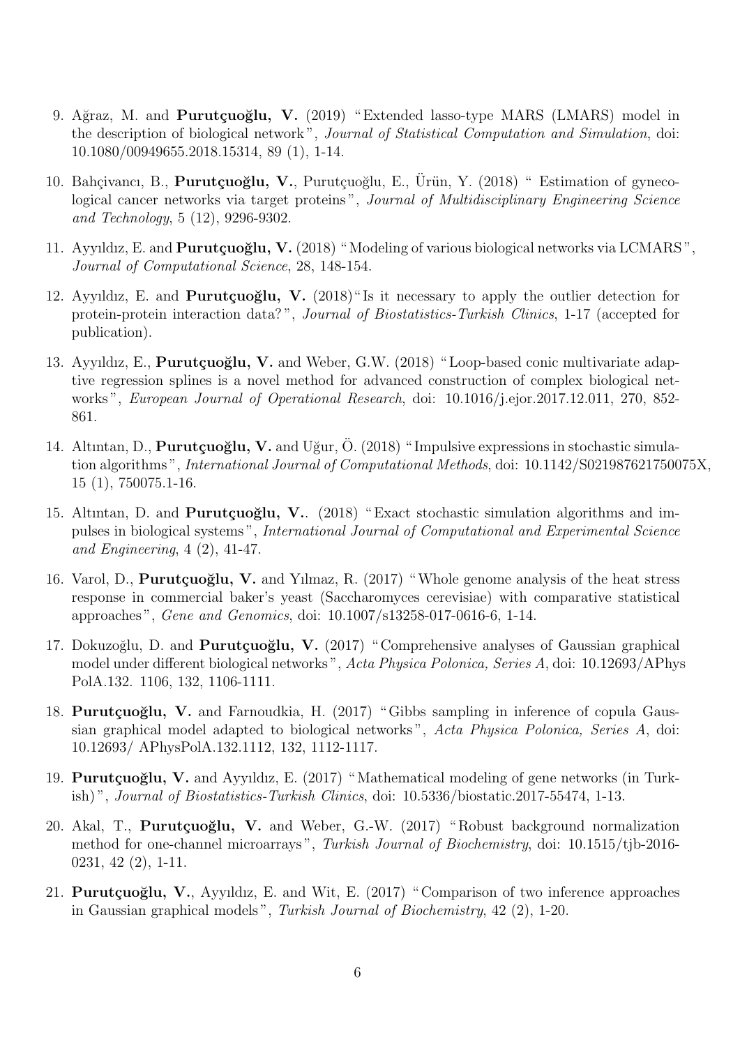9. Ağraz, M. and **Purutçuoğlu, V.** (2019) "Extended lasso-type MARS (LMARS) model in the description of biological network", *Journal of Statistical Computation and Simulation*, doi: 10.1080/00949655.2018.15314, 89 (1), 1-14.

10. Bahçivancı, B., **Purutçuoğlu, V.**, Purutçuoğlu, E., Ürün, Y. (2018) " Estimation of gynecological cancer networks via target proteins", *Journal of Multidisciplinary Engineering Science and Technology*, 5 (12), 9296-9302.

11. Ayyıldız, E. and **Purutçuoğlu, V.** (2018) "Modeling of various biological networks via LCMARS", *Journal of Computational Science*, 28, 148-154.

12. Ayyıldız, E. and **Purutçuoğlu, V.** (2018)"Is it necessary to apply the outlier detection for protein-protein interaction data?", *Journal of Biostatistics-Turkish Clinics*, 1-17 (accepted for publication).

13. Ayyıldız, E., **Purutçuoğlu, V.** and Weber, G.W. (2018) "Loop-based conic multivariate adaptive regression splines is a novel method for advanced construction of complex biological networks", *European Journal of Operational Research*, doi: 10.1016/j.ejor.2017.12.011, 270, 852-861.

14. Altıntan, D., **Purutçuoğlu, V.** and Uğur, Ö. (2018) "Impulsive expressions in stochastic simulation algorithms", *International Journal of Computational Methods*, doi: 10.1142/S021987621750075X, 15 (1), 750075.1-16.

15. Altıntan, D. and **Purutçuoğlu, V.**. (2018) "Exact stochastic simulation algorithms and impulses in biological systems", *International Journal of Computational and Experimental Science and Engineering*, 4 (2), 41-47.

16. Varol, D., **Purutçuoğlu, V.** and Yılmaz, R. (2017) "Whole genome analysis of the heat stress response in commercial baker's yeast (Saccharomyces cerevisiae) with comparative statistical approaches", *Gene and Genomics*, doi: 10.1007/s13258-017-0616-6, 1-14.

17. Dokuzoğlu, D. and **Purutçuoğlu, V.** (2017) "Comprehensive analyses of Gaussian graphical model under different biological networks", *Acta Physica Polonica, Series A*, doi: 10.12693/APhys PolA.132. 1106, 132, 1106-1111.

18. **Purutçuoğlu, V.** and Farnoudkia, H. (2017) "Gibbs sampling in inference of copula Gaussian graphical model adapted to biological networks", *Acta Physica Polonica, Series A*, doi: 10.12693/ APhysPolA.132.1112, 132, 1112-1117.

19. **Purutçuoğlu, V.** and Ayyıldız, E. (2017) "Mathematical modeling of gene networks (in Turkish)", *Journal of Biostatistics-Turkish Clinics*, doi: 10.5336/biostatic.2017-55474, 1-13.

20. Akal, T., **Purutçuoğlu, V.** and Weber, G.-W. (2017) "Robust background normalization method for one-channel microarrays", *Turkish Journal of Biochemistry*, doi: 10.1515/tjb-2016-0231, 42 (2), 1-11.

21. **Purutçuoğlu, V.**, Ayyıldız, E. and Wit, E. (2017) "Comparison of two inference approaches in Gaussian graphical models", *Turkish Journal of Biochemistry*, 42 (2), 1-20.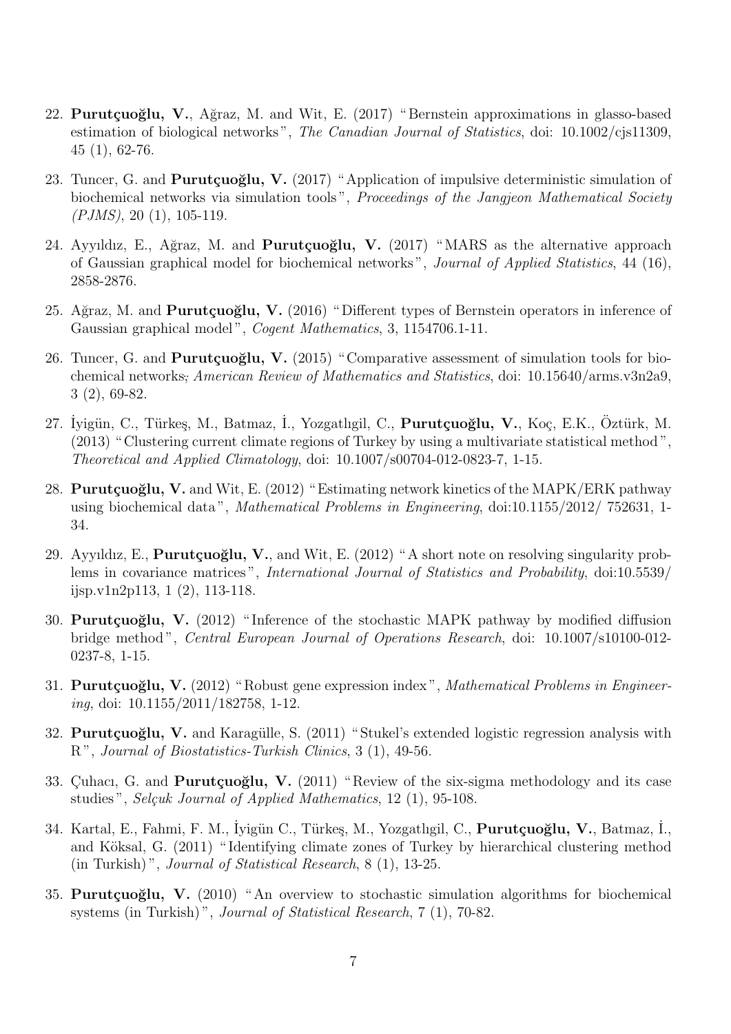22. **Purutçuoğlu, V.**, Ağraz, M. and Wit, E. (2017) "Bernstein approximations in glasso-based estimation of biological networks", *The Canadian Journal of Statistics*, doi: 10.1002/cjs11309, 45 (1), 62-76.

23. Tuncer, G. and **Purutçuoğlu, V.** (2017) "Application of impulsive deterministic simulation of biochemical networks via simulation tools", *Proceedings of the Jangjeon Mathematical Society (PJMS)*, 20 (1), 105-119.

24. Ayyıldız, E., Ağraz, M. and **Purutçuoğlu, V.** (2017) "MARS as the alternative approach of Gaussian graphical model for biochemical networks", *Journal of Applied Statistics*, 44 (16), 2858-2876.

25. Ağraz, M. and **Purutçuoğlu, V.** (2016) "Different types of Bernstein operators in inference of Gaussian graphical model", *Cogent Mathematics*, 3, 1154706.1-11.

26. Tuncer, G. and **Purutçuoğlu, V.** (2015) "Comparative assessment of simulation tools for biochemical networks, *American Review of Mathematics and Statistics*, doi: 10.15640/arms.v3n2a9, 3 (2), 69-82.

27. İyigün, C., Türkeş, M., Batmaz, İ., Yozgatlıgil, C., **Purutçuoğlu, V.**, Koç, E.K., Öztürk, M. (2013) "Clustering current climate regions of Turkey by using a multivariate statistical method", *Theoretical and Applied Climatology*, doi: 10.1007/s00704-012-0823-7, 1-15.

28. **Purutçuoğlu, V.** and Wit, E. (2012) "Estimating network kinetics of the MAPK/ERK pathway using biochemical data", *Mathematical Problems in Engineering*, doi:10.1155/2012/ 752631, 1-34.

29. Ayyıldız, E., **Purutçuoğlu, V.**, and Wit, E. (2012) "A short note on resolving singularity problems in covariance matrices", *International Journal of Statistics and Probability*, doi:10.5539/ ijsp.v1n2p113, 1 (2), 113-118.

30. **Purutçuoğlu, V.** (2012) "Inference of the stochastic MAPK pathway by modified diffusion bridge method", *Central European Journal of Operations Research*, doi: 10.1007/s10100-012-0237-8, 1-15.

31. **Purutçuoğlu, V.** (2012) "Robust gene expression index", *Mathematical Problems in Engineering*, doi: 10.1155/2011/182758, 1-12.

32. **Purutçuoğlu, V.** and Karagülle, S. (2011) "Stukel's extended logistic regression analysis with R", *Journal of Biostatistics-Turkish Clinics*, 3 (1), 49-56.

33. Çuhacı, G. and **Purutçuoğlu, V.** (2011) "Review of the six-sigma methodology and its case studies", *Selçuk Journal of Applied Mathematics*, 12 (1), 95-108.

34. Kartal, E., Fahmi, F. M., İyigün C., Türkeş, M., Yozgatlıgil, C., **Purutçuoğlu, V.**, Batmaz, İ., and Köksal, G. (2011) "Identifying climate zones of Turkey by hierarchical clustering method (in Turkish)", *Journal of Statistical Research*, 8 (1), 13-25.

35. **Purutçuoğlu, V.** (2010) "An overview to stochastic simulation algorithms for biochemical systems (in Turkish)", *Journal of Statistical Research*, 7 (1), 70-82.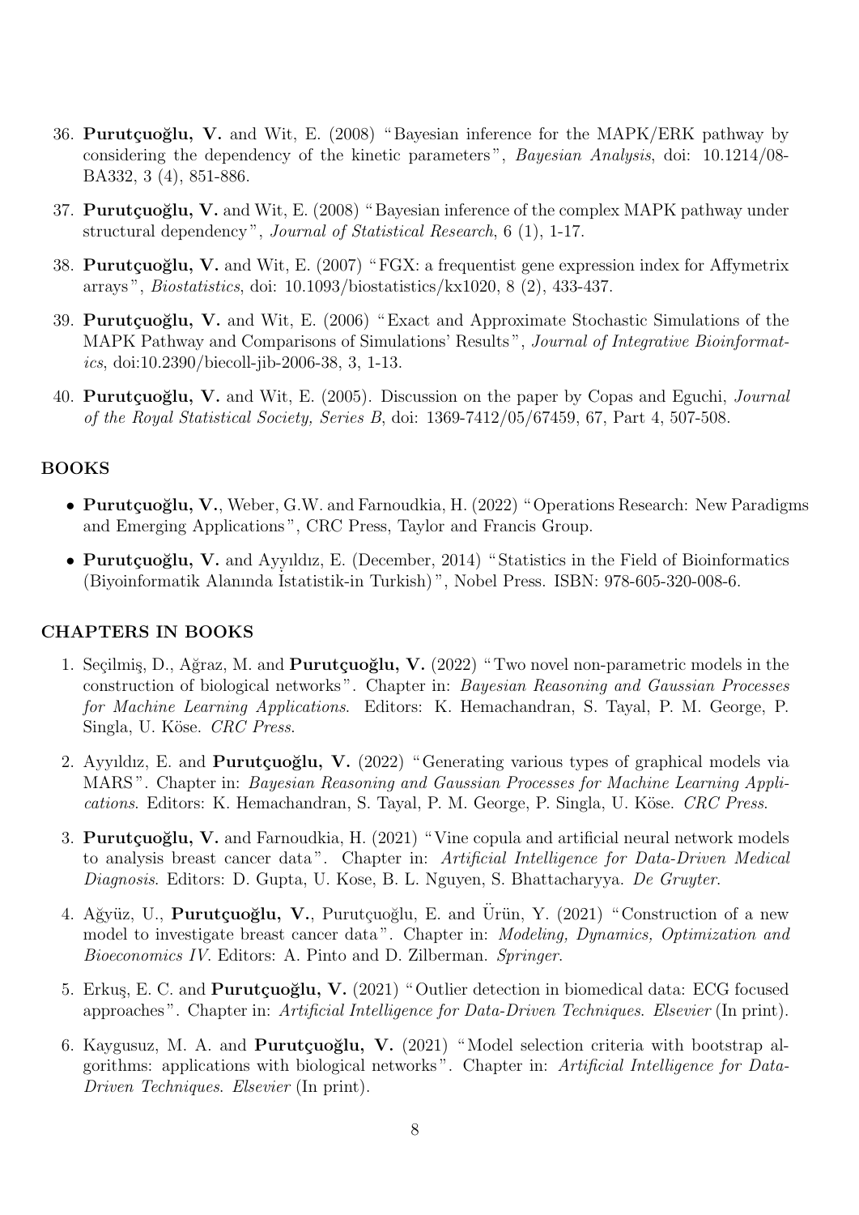36. **Purutçuoğlu, V.** and Wit, E. (2008) "Bayesian inference for the MAPK/ERK pathway by considering the dependency of the kinetic parameters", *Bayesian Analysis*, doi: 10.1214/08-BA332, 3 (4), 851-886.

37. **Purutçuoğlu, V.** and Wit, E. (2008) "Bayesian inference of the complex MAPK pathway under structural dependency", *Journal of Statistical Research*, 6 (1), 1-17.

38. **Purutçuoğlu, V.** and Wit, E. (2007) "FGX: a frequentist gene expression index for Affymetrix arrays", *Biostatistics*, doi: 10.1093/biostatistics/kx1020, 8 (2), 433-437.

39. **Purutçuoğlu, V.** and Wit, E. (2006) "Exact and Approximate Stochastic Simulations of the MAPK Pathway and Comparisons of Simulations' Results", *Journal of Integrative Bioinformatics*, doi:10.2390/biecoll-jib-2006-38, 3, 1-13.

40. **Purutçuoğlu, V.** and Wit, E. (2005). Discussion on the paper by Copas and Eguchi, *Journal of the Royal Statistical Society, Series B*, doi: 1369-7412/05/67459, 67, Part 4, 507-508.

## BOOKS

- **Purutçuoğlu, V.**, Weber, G.W. and Farnoudkia, H. (2022) "Operations Research: New Paradigms and Emerging Applications", CRC Press, Taylor and Francis Group.
- **Purutçuoğlu, V.** and Ayyıldız, E. (December, 2014) "Statistics in the Field of Bioinformatics (Biyoinformatik Alanında İstatistik-in Turkish)", Nobel Press. ISBN: 978-605-320-008-6.

## CHAPTERS IN BOOKS

1. Seçilmiş, D., Ağraz, M. and **Purutçuoğlu, V.** (2022) "Two novel non-parametric models in the construction of biological networks". Chapter in: *Bayesian Reasoning and Gaussian Processes for Machine Learning Applications*. Editors: K. Hemachandran, S. Tayal, P. M. George, P. Singla, U. Köse. *CRC Press*.

2. Ayyıldız, E. and **Purutçuoğlu, V.** (2022) "Generating various types of graphical models via MARS". Chapter in: *Bayesian Reasoning and Gaussian Processes for Machine Learning Applications*. Editors: K. Hemachandran, S. Tayal, P. M. George, P. Singla, U. Köse. *CRC Press*.

3. **Purutçuoğlu, V.** and Farnoudkia, H. (2021) "Vine copula and artificial neural network models to analysis breast cancer data". Chapter in: *Artificial Intelligence for Data-Driven Medical Diagnosis*. Editors: D. Gupta, U. Kose, B. L. Nguyen, S. Bhattacharyya. *De Gruyter*.

4. Ağyüz, U., **Purutçuoğlu, V.**, Purutçuoğlu, E. and Ürün, Y. (2021) "Construction of a new model to investigate breast cancer data". Chapter in: *Modeling, Dynamics, Optimization and Bioeconomics IV*. Editors: A. Pinto and D. Zilberman. *Springer*.

5. Erkuş, E. C. and **Purutçuoğlu, V.** (2021) "Outlier detection in biomedical data: ECG focused approaches". Chapter in: *Artificial Intelligence for Data-Driven Techniques*. *Elsevier* (In print).

6. Kaygusuz, M. A. and **Purutçuoğlu, V.** (2021) "Model selection criteria with bootstrap algorithms: applications with biological networks". Chapter in: *Artificial Intelligence for Data-Driven Techniques*. *Elsevier* (In print).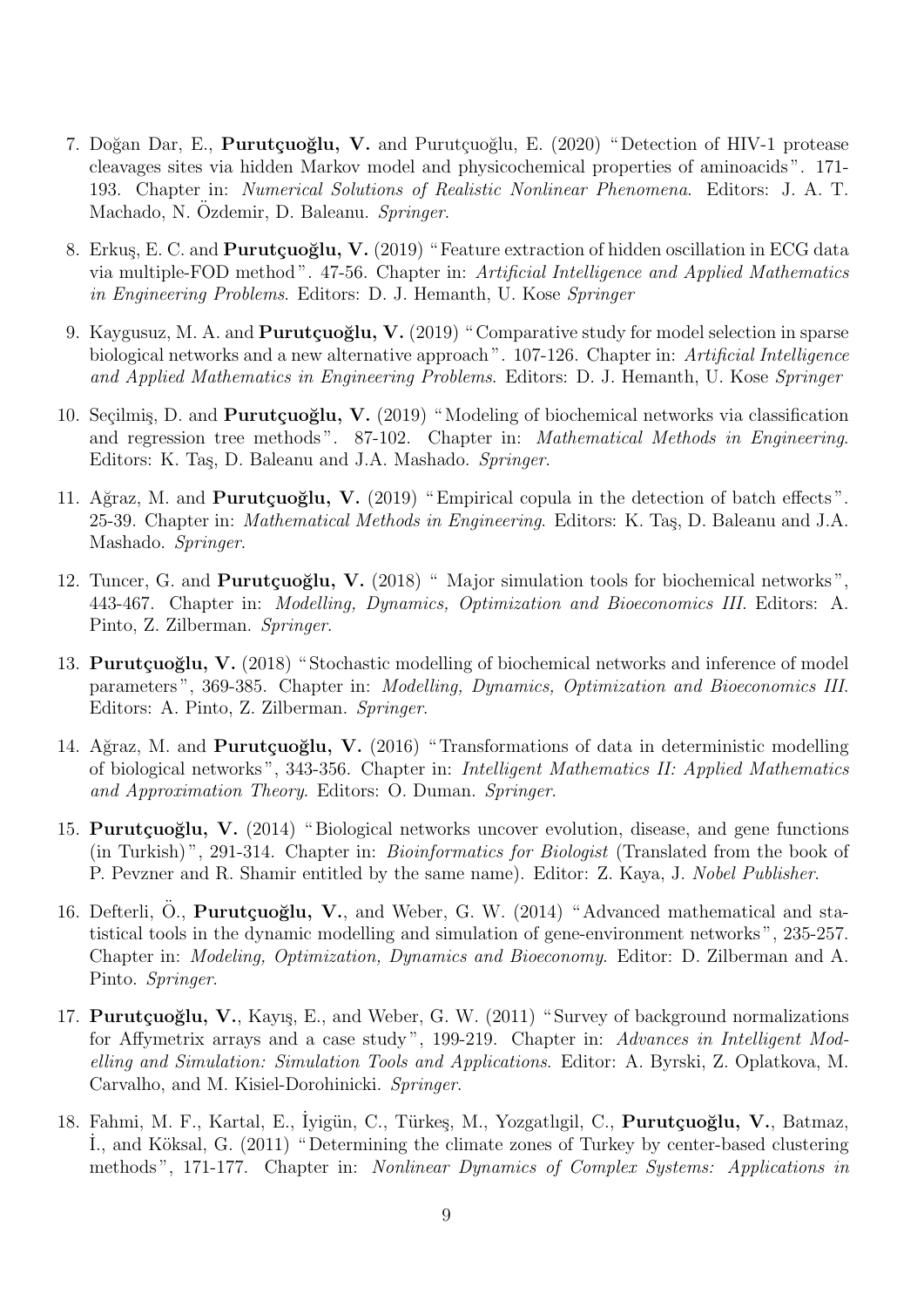7. Doğan Dar, E., **Purutçuoğlu, V.** and Purutçuoğlu, E. (2020) "Detection of HIV-1 protease cleavages sites via hidden Markov model and physicochemical properties of aminoacids". 171-193. Chapter in: *Numerical Solutions of Realistic Nonlinear Phenomena*. Editors: J. A. T. Machado, N. Özdemir, D. Baleanu. *Springer*.

8. Erkuş, E. C. and **Purutçuoğlu, V.** (2019) "Feature extraction of hidden oscillation in ECG data via multiple-FOD method". 47-56. Chapter in: *Artificial Intelligence and Applied Mathematics in Engineering Problems*. Editors: D. J. Hemanth, U. Kose *Springer*

9. Kaygusuz, M. A. and **Purutçuoğlu, V.** (2019) "Comparative study for model selection in sparse biological networks and a new alternative approach". 107-126. Chapter in: *Artificial Intelligence and Applied Mathematics in Engineering Problems*. Editors: D. J. Hemanth, U. Kose *Springer*

10. Seçilmiş, D. and **Purutçuoğlu, V.** (2019) "Modeling of biochemical networks via classification and regression tree methods". 87-102. Chapter in: *Mathematical Methods in Engineering*. Editors: K. Taş, D. Baleanu and J.A. Mashado. *Springer*.

11. Ağraz, M. and **Purutçuoğlu, V.** (2019) "Empirical copula in the detection of batch effects". 25-39. Chapter in: *Mathematical Methods in Engineering*. Editors: K. Taş, D. Baleanu and J.A. Mashado. *Springer*.

12. Tuncer, G. and **Purutçuoğlu, V.** (2018) " Major simulation tools for biochemical networks", 443-467. Chapter in: *Modelling, Dynamics, Optimization and Bioeconomics III*. Editors: A. Pinto, Z. Zilberman. *Springer*.

13. **Purutçuoğlu, V.** (2018) "Stochastic modelling of biochemical networks and inference of model parameters", 369-385. Chapter in: *Modelling, Dynamics, Optimization and Bioeconomics III*. Editors: A. Pinto, Z. Zilberman. *Springer*.

14. Ağraz, M. and **Purutçuoğlu, V.** (2016) "Transformations of data in deterministic modelling of biological networks", 343-356. Chapter in: *Intelligent Mathematics II: Applied Mathematics and Approximation Theory*. Editors: O. Duman. *Springer*.

15. **Purutçuoğlu, V.** (2014) "Biological networks uncover evolution, disease, and gene functions (in Turkish)", 291-314. Chapter in: *Bioinformatics for Biologist* (Translated from the book of P. Pevzner and R. Shamir entitled by the same name). Editor: Z. Kaya, J. *Nobel Publisher*.

16. Defterli, Ö., **Purutçuoğlu, V.**, and Weber, G. W. (2014) "Advanced mathematical and statistical tools in the dynamic modelling and simulation of gene-environment networks", 235-257. Chapter in: *Modeling, Optimization, Dynamics and Bioeconomy*. Editor: D. Zilberman and A. Pinto. *Springer*.

17. **Purutçuoğlu, V.**, Kayış, E., and Weber, G. W. (2011) "Survey of background normalizations for Affymetrix arrays and a case study", 199-219. Chapter in: *Advances in Intelligent Modelling and Simulation: Simulation Tools and Applications*. Editor: A. Byrski, Z. Oplatkova, M. Carvalho, and M. Kisiel-Dorohinicki. *Springer*.

18. Fahmi, M. F., Kartal, E., İyigün, C., Türkeş, M., Yozgatlıgil, C., **Purutçuoğlu, V.**, Batmaz, İ., and Köksal, G. (2011) "Determining the climate zones of Turkey by center-based clustering methods", 171-177. Chapter in: *Nonlinear Dynamics of Complex Systems: Applications in*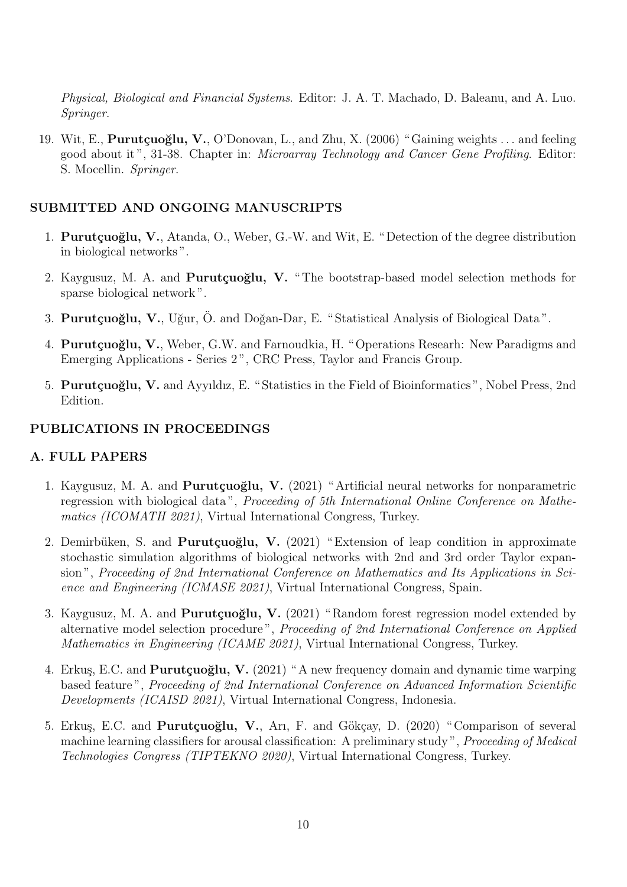*Physical, Biological and Financial Systems*. Editor: J. A. T. Machado, D. Baleanu, and A. Luo. *Springer*.

19. Wit, E., **Purutçuoğlu, V.**, O'Donovan, L., and Zhu, X. (2006) "Gaining weights ... and feeling good about it", 31-38. Chapter in: *Microarray Technology and Cancer Gene Profiling*. Editor: S. Mocellin. *Springer*.

## SUBMITTED AND ONGOING MANUSCRIPTS

1. **Purutçuoğlu, V.**, Atanda, O., Weber, G.-W. and Wit, E. "Detection of the degree distribution in biological networks".
2. Kaygusuz, M. A. and **Purutçuoğlu, V.** "The bootstrap-based model selection methods for sparse biological network".
3. **Purutçuoğlu, V.**, Uğur, Ö. and Doğan-Dar, E. "Statistical Analysis of Biological Data".
4. **Purutçuoğlu, V.**, Weber, G.W. and Farnoudkia, H. "Operations Researh: New Paradigms and Emerging Applications - Series 2", CRC Press, Taylor and Francis Group.
5. **Purutçuoğlu, V.** and Ayyıldız, E. "Statistics in the Field of Bioinformatics", Nobel Press, 2nd Edition.

## PUBLICATIONS IN PROCEEDINGS

### A. FULL PAPERS

1. Kaygusuz, M. A. and **Purutçuoğlu, V.** (2021) "Artificial neural networks for nonparametric regression with biological data", *Proceeding of 5th International Online Conference on Mathematics (ICOMATH 2021)*, Virtual International Congress, Turkey.
2. Demirbüken, S. and **Purutçuoğlu, V.** (2021) "Extension of leap condition in approximate stochastic simulation algorithms of biological networks with 2nd and 3rd order Taylor expansion", *Proceeding of 2nd International Conference on Mathematics and Its Applications in Science and Engineering (ICMASE 2021)*, Virtual International Congress, Spain.
3. Kaygusuz, M. A. and **Purutçuoğlu, V.** (2021) "Random forest regression model extended by alternative model selection procedure", *Proceeding of 2nd International Conference on Applied Mathematics in Engineering (ICAME 2021)*, Virtual International Congress, Turkey.
4. Erkuş, E.C. and **Purutçuoğlu, V.** (2021) "A new frequency domain and dynamic time warping based feature", *Proceeding of 2nd International Conference on Advanced Information Scientific Developments (ICAISD 2021)*, Virtual International Congress, Indonesia.
5. Erkuş, E.C. and **Purutçuoğlu, V.**, Arı, F. and Gökçay, D. (2020) "Comparison of several machine learning classifiers for arousal classification: A preliminary study", *Proceeding of Medical Technologies Congress (TIPTEKNO 2020)*, Virtual International Congress, Turkey.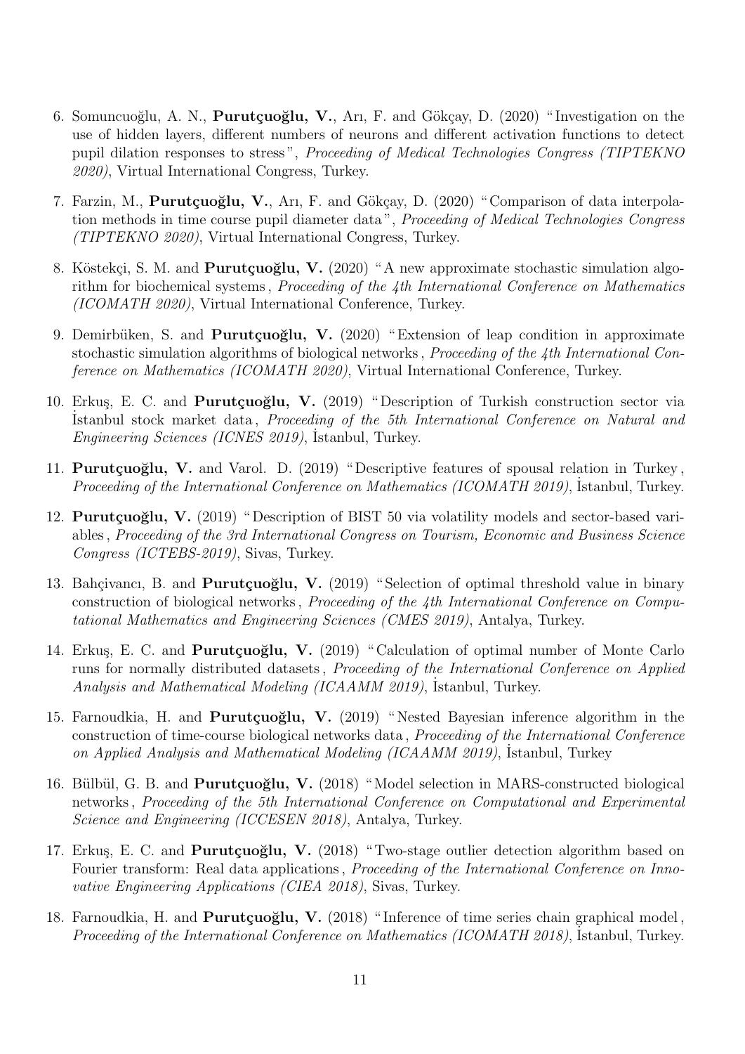6. Somuncuoğlu, A. N., **Purutçuoğlu, V.**, Arı, F. and Gökçay, D. (2020) "Investigation on the use of hidden layers, different numbers of neurons and different activation functions to detect pupil dilation responses to stress", *Proceeding of Medical Technologies Congress (TIPTEKNO 2020)*, Virtual International Congress, Turkey.

7. Farzin, M., **Purutçuoğlu, V.**, Arı, F. and Gökçay, D. (2020) "Comparison of data interpolation methods in time course pupil diameter data", *Proceeding of Medical Technologies Congress (TIPTEKNO 2020)*, Virtual International Congress, Turkey.

8. Köstekçi, S. M. and **Purutçuoğlu, V.** (2020) "A new approximate stochastic simulation algorithm for biochemical systems, *Proceeding of the 4th International Conference on Mathematics (ICOMATH 2020)*, Virtual International Conference, Turkey.

9. Demirbüken, S. and **Purutçuoğlu, V.** (2020) "Extension of leap condition in approximate stochastic simulation algorithms of biological networks, *Proceeding of the 4th International Conference on Mathematics (ICOMATH 2020)*, Virtual International Conference, Turkey.

10. Erkuş, E. C. and **Purutçuoğlu, V.** (2019) "Description of Turkish construction sector via İstanbul stock market data, *Proceeding of the 5th International Conference on Natural and Engineering Sciences (ICNES 2019)*, İstanbul, Turkey.

11. **Purutçuoğlu, V.** and Varol. D. (2019) "Descriptive features of spousal relation in Turkey, *Proceeding of the International Conference on Mathematics (ICOMATH 2019)*, İstanbul, Turkey.

12. **Purutçuoğlu, V.** (2019) "Description of BIST 50 via volatility models and sector-based variables, *Proceeding of the 3rd International Congress on Tourism, Economic and Business Science Congress (ICTEBS-2019)*, Sivas, Turkey.

13. Bahçivancı, B. and **Purutçuoğlu, V.** (2019) "Selection of optimal threshold value in binary construction of biological networks, *Proceeding of the 4th International Conference on Computational Mathematics and Engineering Sciences (CMES 2019)*, Antalya, Turkey.

14. Erkuş, E. C. and **Purutçuoğlu, V.** (2019) "Calculation of optimal number of Monte Carlo runs for normally distributed datasets, *Proceeding of the International Conference on Applied Analysis and Mathematical Modeling (ICAAMM 2019)*, İstanbul, Turkey.

15. Farnoudkia, H. and **Purutçuoğlu, V.** (2019) "Nested Bayesian inference algorithm in the construction of time-course biological networks data, *Proceeding of the International Conference on Applied Analysis and Mathematical Modeling (ICAAMM 2019)*, İstanbul, Turkey

16. Bülbül, G. B. and **Purutçuoğlu, V.** (2018) "Model selection in MARS-constructed biological networks, *Proceeding of the 5th International Conference on Computational and Experimental Science and Engineering (ICCESEN 2018)*, Antalya, Turkey.

17. Erkuş, E. C. and **Purutçuoğlu, V.** (2018) "Two-stage outlier detection algorithm based on Fourier transform: Real data applications, *Proceeding of the International Conference on Innovative Engineering Applications (CIEA 2018)*, Sivas, Turkey.

18. Farnoudkia, H. and **Purutçuoğlu, V.** (2018) "Inference of time series chain graphical model, *Proceeding of the International Conference on Mathematics (ICOMATH 2018)*, İstanbul, Turkey.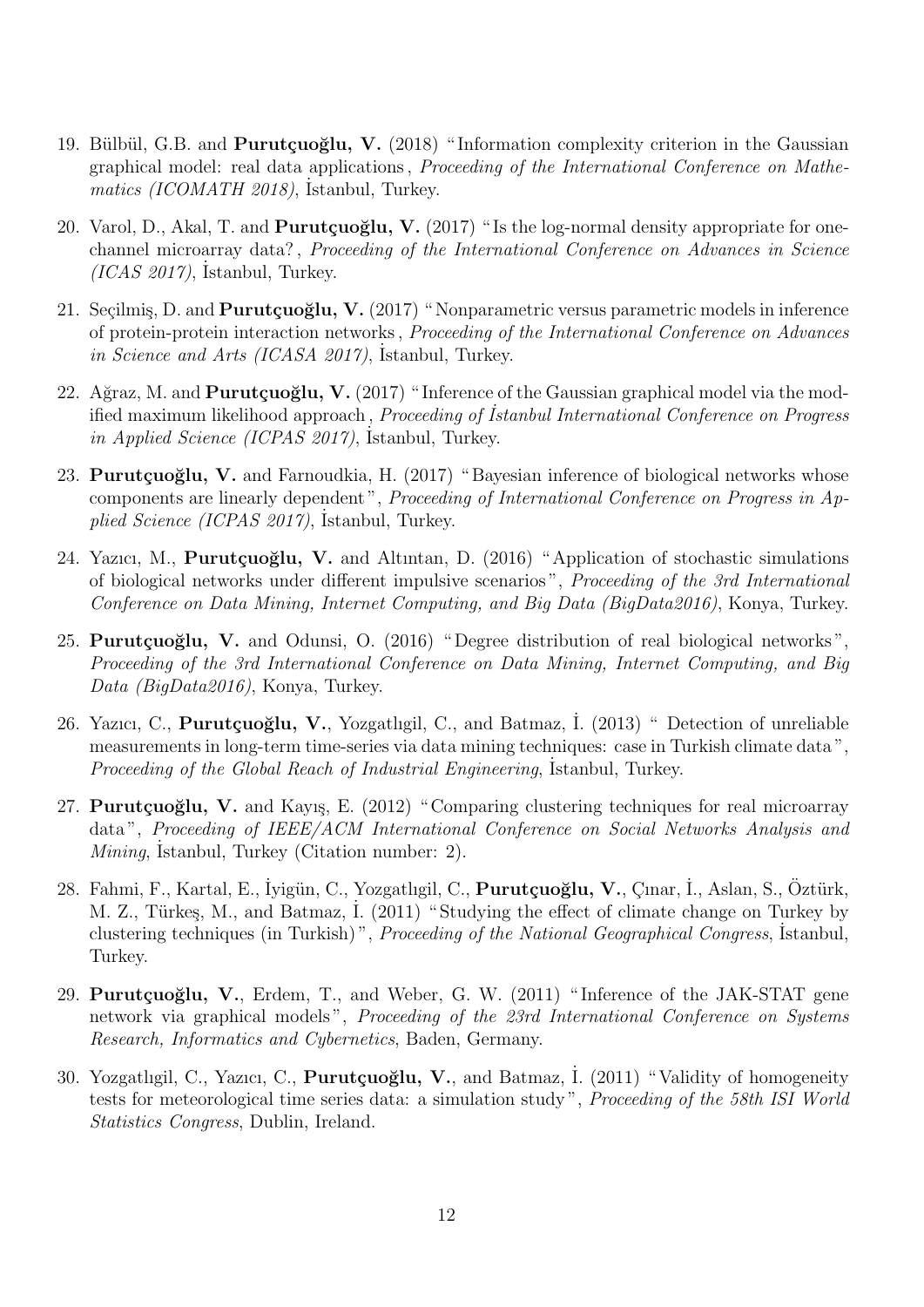19. Bülbül, G.B. and **Purutçuoğlu, V.** (2018) "Information complexity criterion in the Gaussian graphical model: real data applications, *Proceeding of the International Conference on Mathematics (ICOMATH 2018)*, İstanbul, Turkey.

20. Varol, D., Akal, T. and **Purutçuoğlu, V.** (2017) "Is the log-normal density appropriate for one-channel microarray data?, *Proceeding of the International Conference on Advances in Science (ICAS 2017)*, İstanbul, Turkey.

21. Seçilmiş, D. and **Purutçuoğlu, V.** (2017) "Nonparametric versus parametric models in inference of protein-protein interaction networks, *Proceeding of the International Conference on Advances in Science and Arts (ICASA 2017)*, İstanbul, Turkey.

22. Ağraz, M. and **Purutçuoğlu, V.** (2017) "Inference of the Gaussian graphical model via the modified maximum likelihood approach, *Proceeding of İstanbul International Conference on Progress in Applied Science (ICPAS 2017)*, İstanbul, Turkey.

23. **Purutçuoğlu, V.** and Farnoudkia, H. (2017) "Bayesian inference of biological networks whose components are linearly dependent", *Proceeding of International Conference on Progress in Applied Science (ICPAS 2017)*, İstanbul, Turkey.

24. Yazıcı, M., **Purutçuoğlu, V.** and Altıntan, D. (2016) "Application of stochastic simulations of biological networks under different impulsive scenarios", *Proceeding of the 3rd International Conference on Data Mining, Internet Computing, and Big Data (BigData2016)*, Konya, Turkey.

25. **Purutçuoğlu, V.** and Odunsi, O. (2016) "Degree distribution of real biological networks", *Proceeding of the 3rd International Conference on Data Mining, Internet Computing, and Big Data (BigData2016)*, Konya, Turkey.

26. Yazıcı, C., **Purutçuoğlu, V.**, Yozgatlıgil, C., and Batmaz, İ. (2013) " Detection of unreliable measurements in long-term time-series via data mining techniques: case in Turkish climate data", *Proceeding of the Global Reach of Industrial Engineering*, İstanbul, Turkey.

27. **Purutçuoğlu, V.** and Kayış, E. (2012) "Comparing clustering techniques for real microarray data", *Proceeding of IEEE/ACM International Conference on Social Networks Analysis and Mining*, İstanbul, Turkey (Citation number: 2).

28. Fahmi, F., Kartal, E., İyigün, C., Yozgatlıgil, C., **Purutçuoğlu, V.**, Çınar, İ., Aslan, S., Öztürk, M. Z., Türkeş, M., and Batmaz, İ. (2011) "Studying the effect of climate change on Turkey by clustering techniques (in Turkish)", *Proceeding of the National Geographical Congress*, İstanbul, Turkey.

29. **Purutçuoğlu, V.**, Erdem, T., and Weber, G. W. (2011) "Inference of the JAK-STAT gene network via graphical models", *Proceeding of the 23rd International Conference on Systems Research, Informatics and Cybernetics*, Baden, Germany.

30. Yozgatlıgil, C., Yazıcı, C., **Purutçuoğlu, V.**, and Batmaz, İ. (2011) "Validity of homogeneity tests for meteorological time series data: a simulation study", *Proceeding of the 58th ISI World Statistics Congress*, Dublin, Ireland.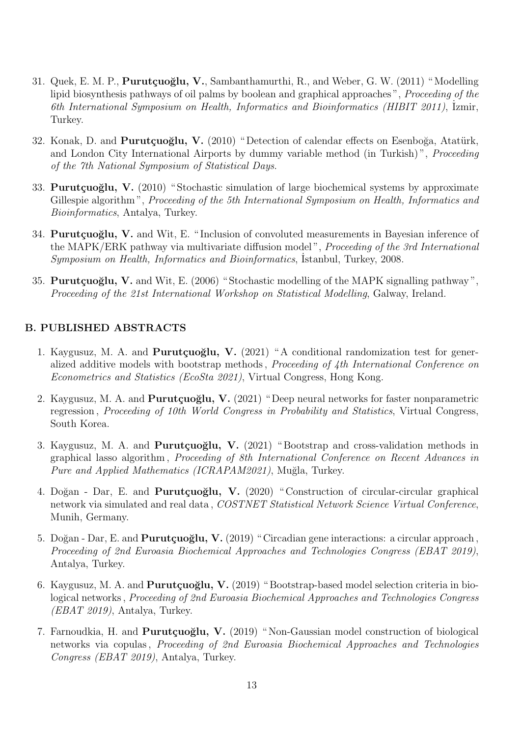31. Quek, E. M. P., **Purutçuoğlu, V.**, Sambanthamurthi, R., and Weber, G. W. (2011) "Modelling lipid biosynthesis pathways of oil palms by boolean and graphical approaches", *Proceeding of the 6th International Symposium on Health, Informatics and Bioinformatics (HIBIT 2011)*, İzmir, Turkey.

32. Konak, D. and **Purutçuoğlu, V.** (2010) "Detection of calendar effects on Esenboğa, Atatürk, and London City International Airports by dummy variable method (in Turkish)", *Proceeding of the 7th National Symposium of Statistical Days*.

33. **Purutçuoğlu, V.** (2010) "Stochastic simulation of large biochemical systems by approximate Gillespie algorithm", *Proceeding of the 5th International Symposium on Health, Informatics and Bioinformatics*, Antalya, Turkey.

34. **Purutçuoğlu, V.** and Wit, E. "Inclusion of convoluted measurements in Bayesian inference of the MAPK/ERK pathway via multivariate diffusion model", *Proceeding of the 3rd International Symposium on Health, Informatics and Bioinformatics*, İstanbul, Turkey, 2008.

35. **Purutçuoğlu, V.** and Wit, E. (2006) "Stochastic modelling of the MAPK signalling pathway", *Proceeding of the 21st International Workshop on Statistical Modelling*, Galway, Ireland.

### B. PUBLISHED ABSTRACTS

1. Kaygusuz, M. A. and **Purutçuoğlu, V.** (2021) "A conditional randomization test for generalized additive models with bootstrap methods, *Proceeding of 4th International Conference on Econometrics and Statistics (EcoSta 2021)*, Virtual Congress, Hong Kong.

2. Kaygusuz, M. A. and **Purutçuoğlu, V.** (2021) "Deep neural networks for faster nonparametric regression, *Proceeding of 10th World Congress in Probability and Statistics*, Virtual Congress, South Korea.

3. Kaygusuz, M. A. and **Purutçuoğlu, V.** (2021) "Bootstrap and cross-validation methods in graphical lasso algorithm, *Proceeding of 8th International Conference on Recent Advances in Pure and Applied Mathematics (ICRAPAM2021)*, Muğla, Turkey.

4. Doğan - Dar, E. and **Purutçuoğlu, V.** (2020) "Construction of circular-circular graphical network via simulated and real data, *COSTNET Statistical Network Science Virtual Conference*, Munih, Germany.

5. Doğan - Dar, E. and **Purutçuoğlu, V.** (2019) "Circadian gene interactions: a circular approach, *Proceeding of 2nd Euroasia Biochemical Approaches and Technologies Congress (EBAT 2019)*, Antalya, Turkey.

6. Kaygusuz, M. A. and **Purutçuoğlu, V.** (2019) "Bootstrap-based model selection criteria in biological networks, *Proceeding of 2nd Euroasia Biochemical Approaches and Technologies Congress (EBAT 2019)*, Antalya, Turkey.

7. Farnoudkia, H. and **Purutçuoğlu, V.** (2019) "Non-Gaussian model construction of biological networks via copulas, *Proceeding of 2nd Euroasia Biochemical Approaches and Technologies Congress (EBAT 2019)*, Antalya, Turkey.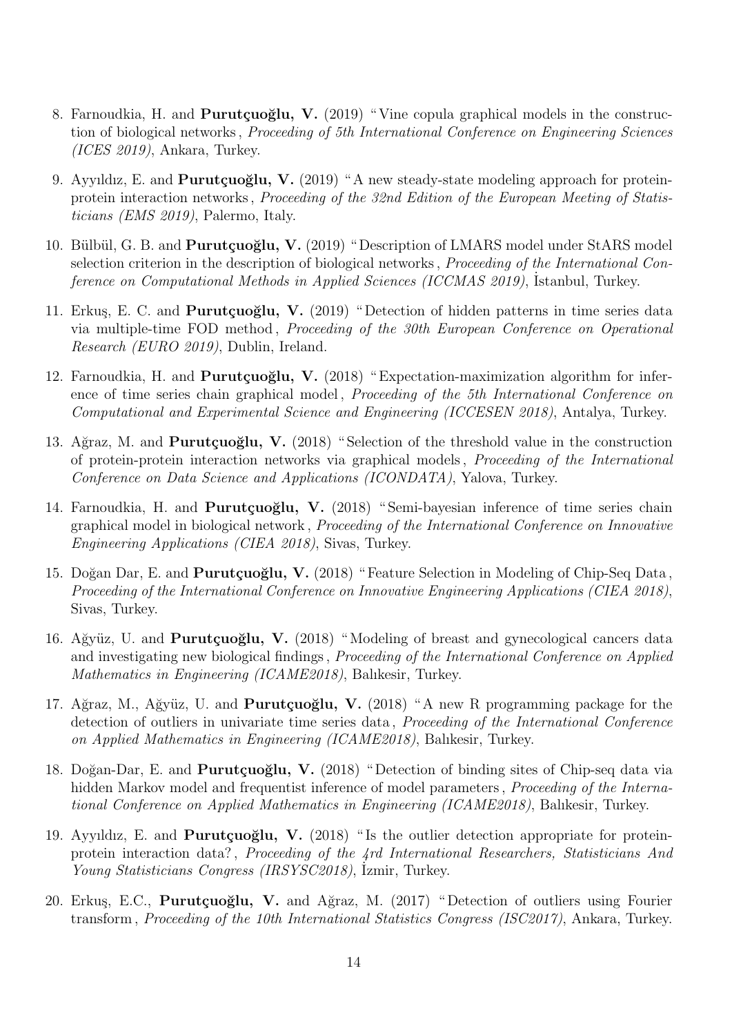8. Farnoudkia, H. and **Purutçuoğlu, V.** (2019) "Vine copula graphical models in the construction of biological networks, *Proceeding of 5th International Conference on Engineering Sciences (ICES 2019)*, Ankara, Turkey.

9. Ayyıldız, E. and **Purutçuoğlu, V.** (2019) "A new steady-state modeling approach for protein-protein interaction networks, *Proceeding of the 32nd Edition of the European Meeting of Statisticians (EMS 2019)*, Palermo, Italy.

10. Bülbül, G. B. and **Purutçuoğlu, V.** (2019) "Description of LMARS model under StARS model selection criterion in the description of biological networks, *Proceeding of the International Conference on Computational Methods in Applied Sciences (ICCMAS 2019)*, İstanbul, Turkey.

11. Erkuş, E. C. and **Purutçuoğlu, V.** (2019) "Detection of hidden patterns in time series data via multiple-time FOD method, *Proceeding of the 30th European Conference on Operational Research (EURO 2019)*, Dublin, Ireland.

12. Farnoudkia, H. and **Purutçuoğlu, V.** (2018) "Expectation-maximization algorithm for inference of time series chain graphical model, *Proceeding of the 5th International Conference on Computational and Experimental Science and Engineering (ICCESEN 2018)*, Antalya, Turkey.

13. Ağraz, M. and **Purutçuoğlu, V.** (2018) "Selection of the threshold value in the construction of protein-protein interaction networks via graphical models, *Proceeding of the International Conference on Data Science and Applications (ICONDATA)*, Yalova, Turkey.

14. Farnoudkia, H. and **Purutçuoğlu, V.** (2018) "Semi-bayesian inference of time series chain graphical model in biological network, *Proceeding of the International Conference on Innovative Engineering Applications (CIEA 2018)*, Sivas, Turkey.

15. Doğan Dar, E. and **Purutçuoğlu, V.** (2018) "Feature Selection in Modeling of Chip-Seq Data, *Proceeding of the International Conference on Innovative Engineering Applications (CIEA 2018)*, Sivas, Turkey.

16. Ağyüz, U. and **Purutçuoğlu, V.** (2018) "Modeling of breast and gynecological cancers data and investigating new biological findings, *Proceeding of the International Conference on Applied Mathematics in Engineering (ICAME2018)*, Balıkesir, Turkey.

17. Ağraz, M., Ağyüz, U. and **Purutçuoğlu, V.** (2018) "A new R programming package for the detection of outliers in univariate time series data, *Proceeding of the International Conference on Applied Mathematics in Engineering (ICAME2018)*, Balıkesir, Turkey.

18. Doğan-Dar, E. and **Purutçuoğlu, V.** (2018) "Detection of binding sites of Chip-seq data via hidden Markov model and frequentist inference of model parameters, *Proceeding of the International Conference on Applied Mathematics in Engineering (ICAME2018)*, Balıkesir, Turkey.

19. Ayyıldız, E. and **Purutçuoğlu, V.** (2018) "Is the outlier detection appropriate for protein-protein interaction data?, *Proceeding of the 4rd International Researchers, Statisticians And Young Statisticians Congress (IRSYSC2018)*, İzmir, Turkey.

20. Erkuş, E.C., **Purutçuoğlu, V.** and Ağraz, M. (2017) "Detection of outliers using Fourier transform, *Proceeding of the 10th International Statistics Congress (ISC2017)*, Ankara, Turkey.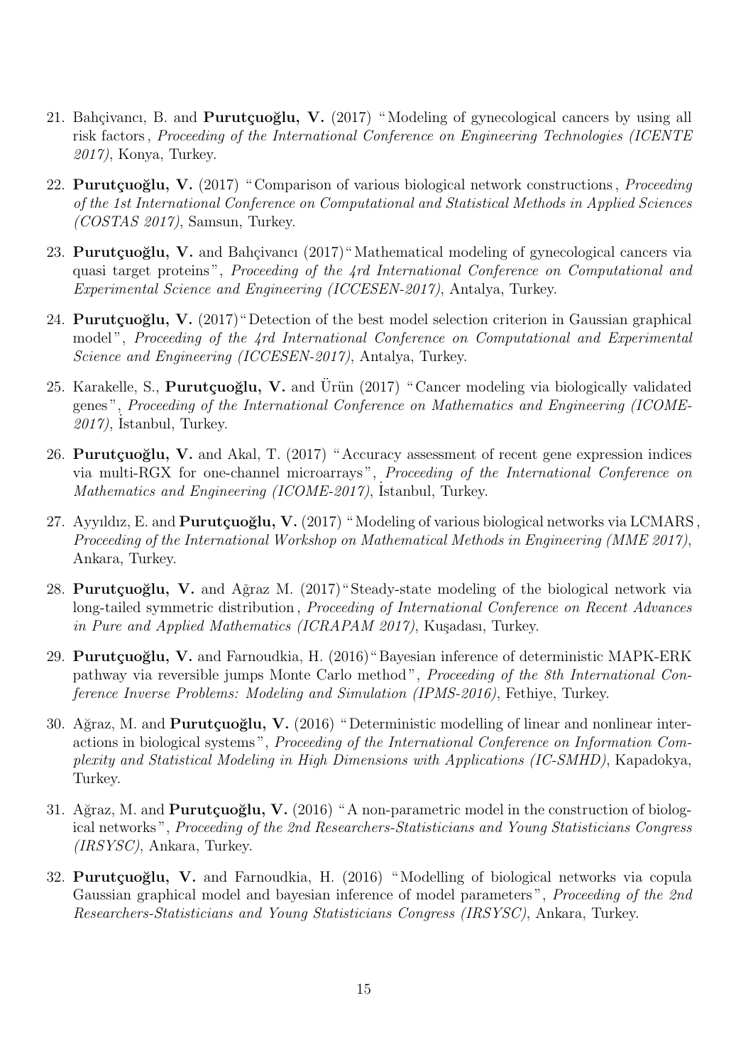21. Bahçivancı, B. and **Purutçuoğlu, V.** (2017) "Modeling of gynecological cancers by using all risk factors, *Proceeding of the International Conference on Engineering Technologies (ICENTE 2017)*, Konya, Turkey.

22. **Purutçuoğlu, V.** (2017) "Comparison of various biological network constructions, *Proceeding of the 1st International Conference on Computational and Statistical Methods in Applied Sciences (COSTAS 2017)*, Samsun, Turkey.

23. **Purutçuoğlu, V.** and Bahçivancı (2017)"Mathematical modeling of gynecological cancers via quasi target proteins", *Proceeding of the 4rd International Conference on Computational and Experimental Science and Engineering (ICCESEN-2017)*, Antalya, Turkey.

24. **Purutçuoğlu, V.** (2017)"Detection of the best model selection criterion in Gaussian graphical model", *Proceeding of the 4rd International Conference on Computational and Experimental Science and Engineering (ICCESEN-2017)*, Antalya, Turkey.

25. Karakelle, S., **Purutçuoğlu, V.** and Ürün (2017) "Cancer modeling via biologically validated genes", *Proceeding of the International Conference on Mathematics and Engineering (ICOME-2017)*, İstanbul, Turkey.

26. **Purutçuoğlu, V.** and Akal, T. (2017) "Accuracy assessment of recent gene expression indices via multi-RGX for one-channel microarrays", *Proceeding of the International Conference on Mathematics and Engineering (ICOME-2017)*, İstanbul, Turkey.

27. Ayyıldız, E. and **Purutçuoğlu, V.** (2017) "Modeling of various biological networks via LCMARS, *Proceeding of the International Workshop on Mathematical Methods in Engineering (MME 2017)*, Ankara, Turkey.

28. **Purutçuoğlu, V.** and Ağraz M. (2017)"Steady-state modeling of the biological network via long-tailed symmetric distribution, *Proceeding of International Conference on Recent Advances in Pure and Applied Mathematics (ICRAPAM 2017)*, Kuşadası, Turkey.

29. **Purutçuoğlu, V.** and Farnoudkia, H. (2016)"Bayesian inference of deterministic MAPK-ERK pathway via reversible jumps Monte Carlo method", *Proceeding of the 8th International Conference Inverse Problems: Modeling and Simulation (IPMS-2016)*, Fethiye, Turkey.

30. Ağraz, M. and **Purutçuoğlu, V.** (2016) "Deterministic modelling of linear and nonlinear interactions in biological systems", *Proceeding of the International Conference on Information Complexity and Statistical Modeling in High Dimensions with Applications (IC-SMHD)*, Kapadokya, Turkey.

31. Ağraz, M. and **Purutçuoğlu, V.** (2016) "A non-parametric model in the construction of biological networks", *Proceeding of the 2nd Researchers-Statisticians and Young Statisticians Congress (IRSYSC)*, Ankara, Turkey.

32. **Purutçuoğlu, V.** and Farnoudkia, H. (2016) "Modelling of biological networks via copula Gaussian graphical model and bayesian inference of model parameters", *Proceeding of the 2nd Researchers-Statisticians and Young Statisticians Congress (IRSYSC)*, Ankara, Turkey.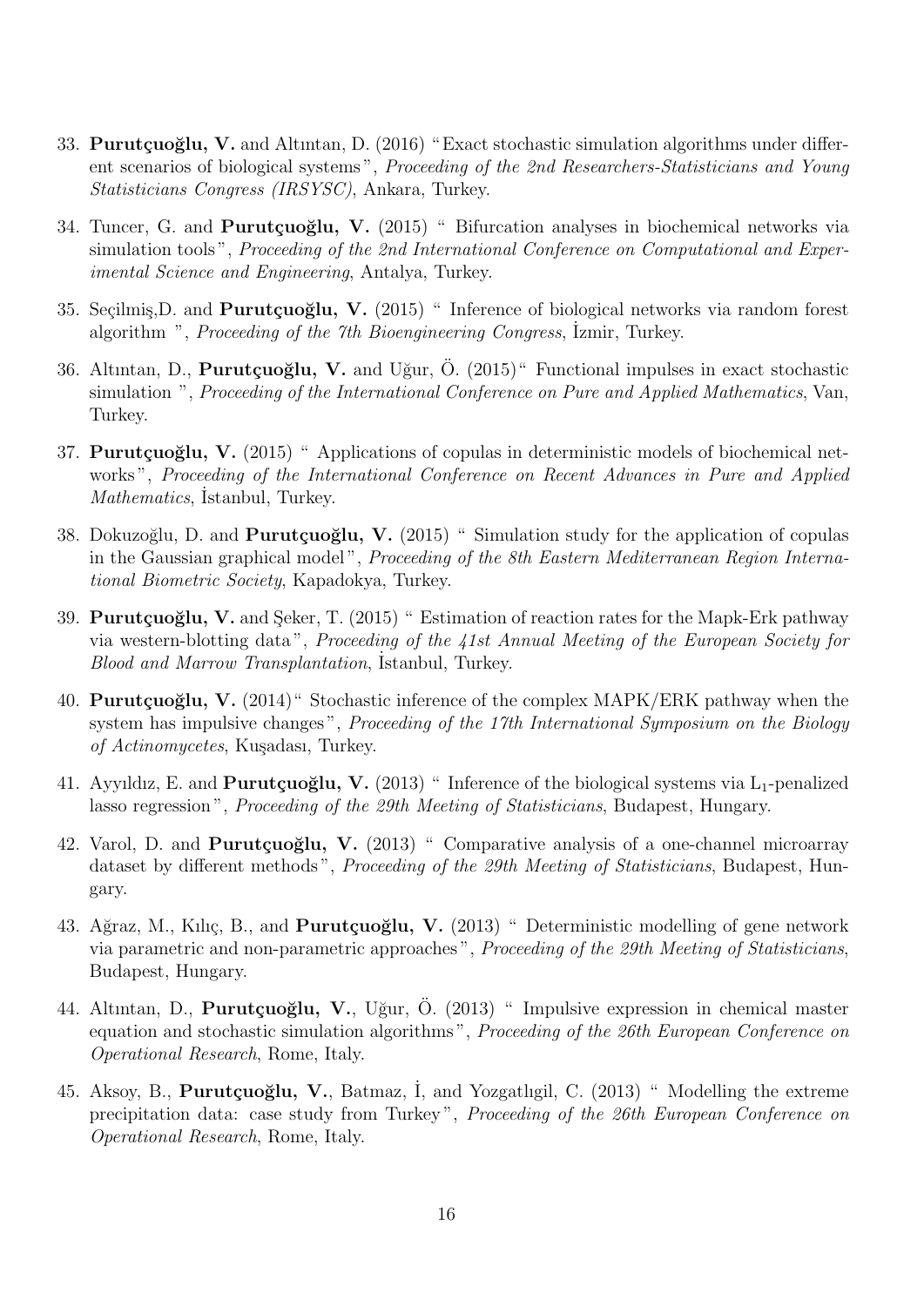33. **Purutçuoğlu, V.** and Altıntan, D. (2016) "Exact stochastic simulation algorithms under different scenarios of biological systems", *Proceeding of the 2nd Researchers-Statisticians and Young Statisticians Congress (IRSYSC)*, Ankara, Turkey.

34. Tuncer, G. and **Purutçuoğlu, V.** (2015) " Bifurcation analyses in biochemical networks via simulation tools", *Proceeding of the 2nd International Conference on Computational and Experimental Science and Engineering*, Antalya, Turkey.

35. Seçilmiş,D. and **Purutçuoğlu, V.** (2015) " Inference of biological networks via random forest algorithm ", *Proceeding of the 7th Bioengineering Congress*, İzmir, Turkey.

36. Altıntan, D., **Purutçuoğlu, V.** and Uğur, Ö. (2015)" Functional impulses in exact stochastic simulation ", *Proceeding of the International Conference on Pure and Applied Mathematics*, Van, Turkey.

37. **Purutçuoğlu, V.** (2015) " Applications of copulas in deterministic models of biochemical networks", *Proceeding of the International Conference on Recent Advances in Pure and Applied Mathematics*, İstanbul, Turkey.

38. Dokuzoğlu, D. and **Purutçuoğlu, V.** (2015) " Simulation study for the application of copulas in the Gaussian graphical model", *Proceeding of the 8th Eastern Mediterranean Region International Biometric Society*, Kapadokya, Turkey.

39. **Purutçuoğlu, V.** and Şeker, T. (2015) " Estimation of reaction rates for the Mapk-Erk pathway via western-blotting data", *Proceeding of the 41st Annual Meeting of the European Society for Blood and Marrow Transplantation*, İstanbul, Turkey.

40. **Purutçuoğlu, V.** (2014)" Stochastic inference of the complex MAPK/ERK pathway when the system has impulsive changes", *Proceeding of the 17th International Symposium on the Biology of Actinomycetes*, Kuşadası, Turkey.

41. Ayyıldız, E. and **Purutçuoğlu, V.** (2013) " Inference of the biological systems via $L_1$-penalized lasso regression", *Proceeding of the 29th Meeting of Statisticians*, Budapest, Hungary.

42. Varol, D. and **Purutçuoğlu, V.** (2013) " Comparative analysis of a one-channel microarray dataset by different methods", *Proceeding of the 29th Meeting of Statisticians*, Budapest, Hungary.

43. Ağraz, M., Kılıç, B., and **Purutçuoğlu, V.** (2013) " Deterministic modelling of gene network via parametric and non-parametric approaches", *Proceeding of the 29th Meeting of Statisticians*, Budapest, Hungary.

44. Altıntan, D., **Purutçuoğlu, V.**, Uğur, Ö. (2013) " Impulsive expression in chemical master equation and stochastic simulation algorithms", *Proceeding of the 26th European Conference on Operational Research*, Rome, Italy.

45. Aksoy, B., **Purutçuoğlu, V.**, Batmaz, İ, and Yozgatlıgil, C. (2013) " Modelling the extreme precipitation data: case study from Turkey", *Proceeding of the 26th European Conference on Operational Research*, Rome, Italy.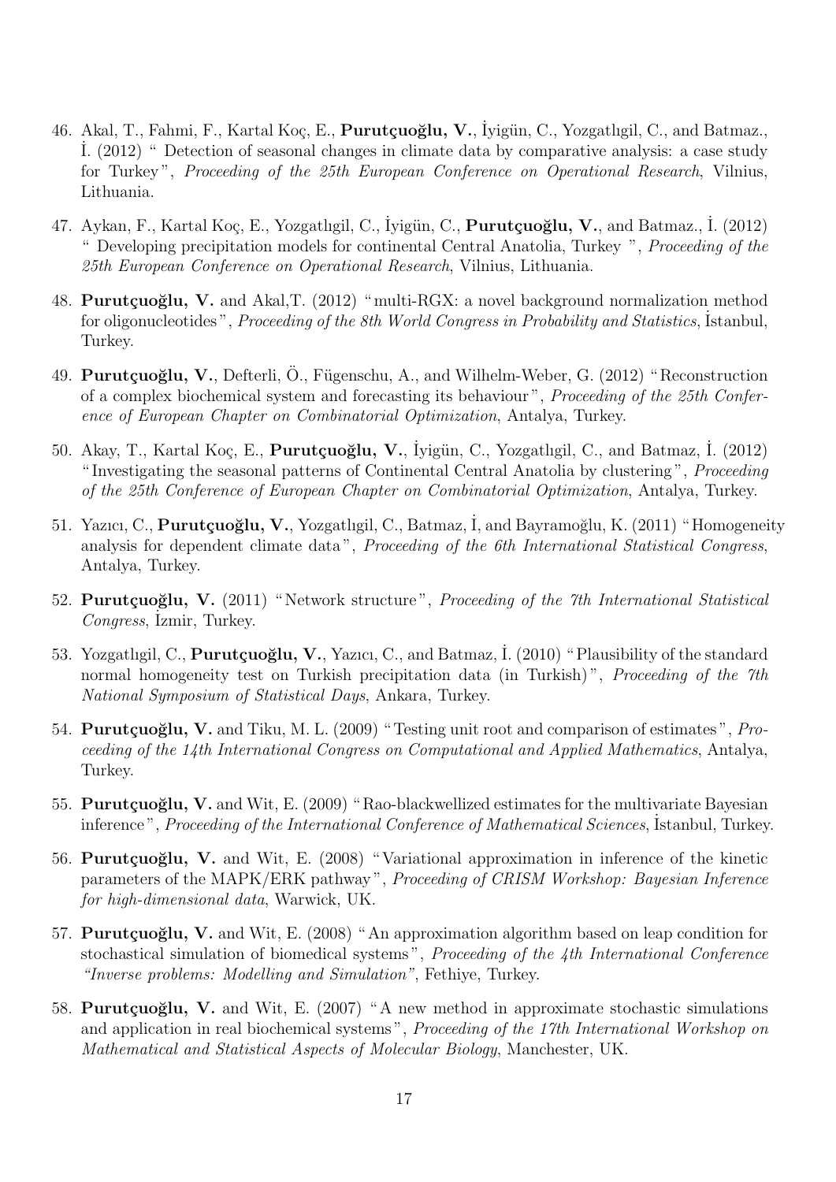46. Akal, T., Fahmi, F., Kartal Koç, E., **Purutçuoğlu, V.**, İyigün, C., Yozgatlıgil, C., and Batmaz., İ. (2012) " Detection of seasonal changes in climate data by comparative analysis: a case study for Turkey", *Proceeding of the 25th European Conference on Operational Research*, Vilnius, Lithuania.

47. Aykan, F., Kartal Koç, E., Yozgatlıgil, C., İyigün, C., **Purutçuoğlu, V.**, and Batmaz., İ. (2012) " Developing precipitation models for continental Central Anatolia, Turkey ", *Proceeding of the 25th European Conference on Operational Research*, Vilnius, Lithuania.

48. **Purutçuoğlu, V.** and Akal,T. (2012) "multi-RGX: a novel background normalization method for oligonucleotides", *Proceeding of the 8th World Congress in Probability and Statistics*, İstanbul, Turkey.

49. **Purutçuoğlu, V.**, Defterli, Ö., Fügenschu, A., and Wilhelm-Weber, G. (2012) "Reconstruction of a complex biochemical system and forecasting its behaviour", *Proceeding of the 25th Conference of European Chapter on Combinatorial Optimization*, Antalya, Turkey.

50. Akay, T., Kartal Koç, E., **Purutçuoğlu, V.**, İyigün, C., Yozgatlıgil, C., and Batmaz, İ. (2012) "Investigating the seasonal patterns of Continental Central Anatolia by clustering", *Proceeding of the 25th Conference of European Chapter on Combinatorial Optimization*, Antalya, Turkey.

51. Yazıcı, C., **Purutçuoğlu, V.**, Yozgatlıgil, C., Batmaz, İ, and Bayramoğlu, K. (2011) "Homogeneity analysis for dependent climate data", *Proceeding of the 6th International Statistical Congress*, Antalya, Turkey.

52. **Purutçuoğlu, V.** (2011) "Network structure", *Proceeding of the 7th International Statistical Congress*, İzmir, Turkey.

53. Yozgatlıgil, C., **Purutçuoğlu, V.**, Yazıcı, C., and Batmaz, İ. (2010) "Plausibility of the standard normal homogeneity test on Turkish precipitation data (in Turkish)", *Proceeding of the 7th National Symposium of Statistical Days*, Ankara, Turkey.

54. **Purutçuoğlu, V.** and Tiku, M. L. (2009) "Testing unit root and comparison of estimates", *Proceeding of the 14th International Congress on Computational and Applied Mathematics*, Antalya, Turkey.

55. **Purutçuoğlu, V.** and Wit, E. (2009) "Rao-blackwellized estimates for the multivariate Bayesian inference", *Proceeding of the International Conference of Mathematical Sciences*, İstanbul, Turkey.

56. **Purutçuoğlu, V.** and Wit, E. (2008) "Variational approximation in inference of the kinetic parameters of the MAPK/ERK pathway", *Proceeding of CRISM Workshop: Bayesian Inference for high-dimensional data*, Warwick, UK.

57. **Purutçuoğlu, V.** and Wit, E. (2008) "An approximation algorithm based on leap condition for stochastical simulation of biomedical systems", *Proceeding of the 4th International Conference "Inverse problems: Modelling and Simulation"*, Fethiye, Turkey.

58. **Purutçuoğlu, V.** and Wit, E. (2007) "A new method in approximate stochastic simulations and application in real biochemical systems", *Proceeding of the 17th International Workshop on Mathematical and Statistical Aspects of Molecular Biology*, Manchester, UK.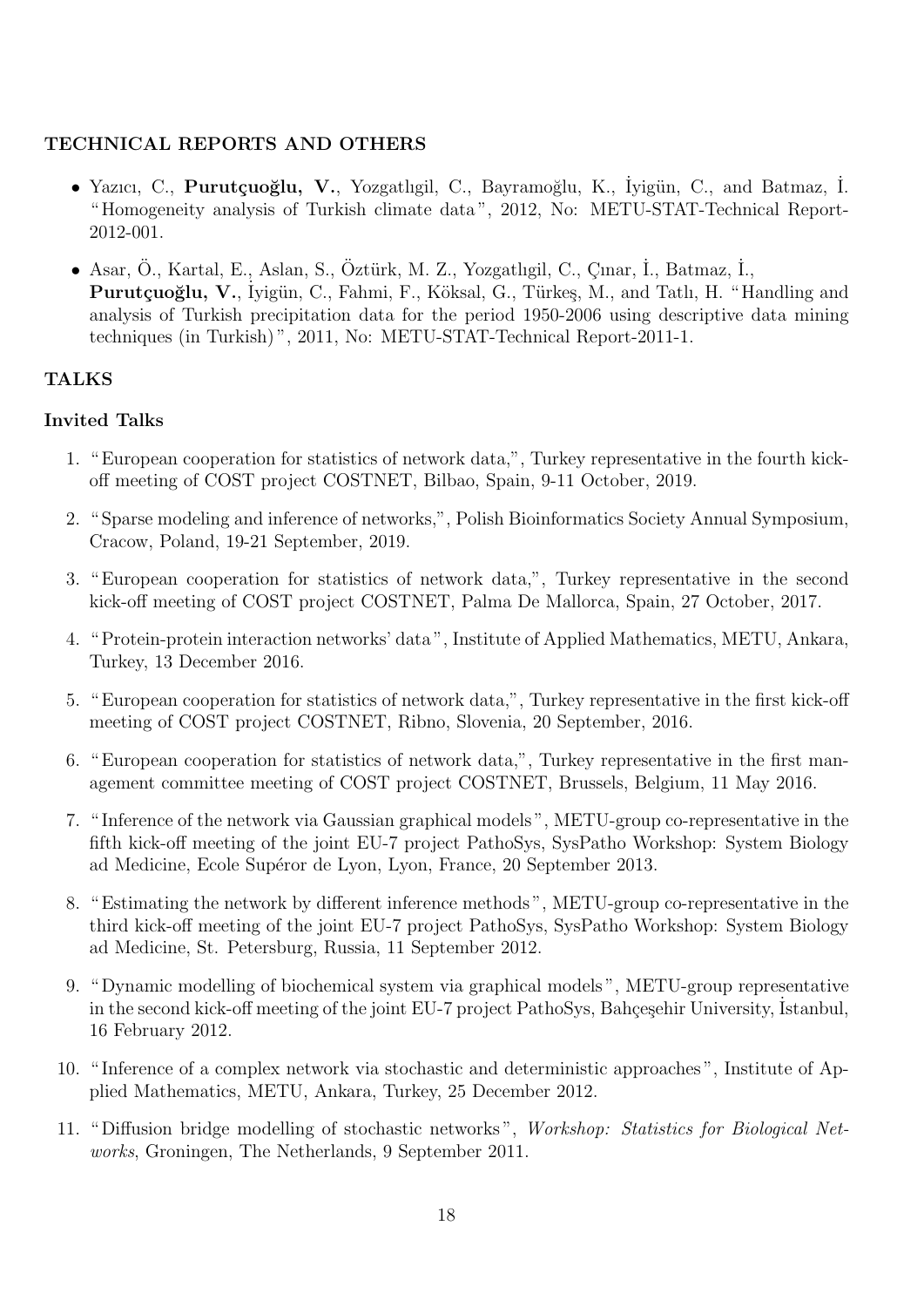## TECHNICAL REPORTS AND OTHERS

- Yazıcı, C., **Purutçuoğlu, V.**, Yozgatlıgil, C., Bayramoğlu, K., İyigün, C., and Batmaz, İ. "Homogeneity analysis of Turkish climate data", 2012, No: METU-STAT-Technical Report-2012-001.
- Asar, Ö., Kartal, E., Aslan, S., Öztürk, M. Z., Yozgatlıgil, C., Çınar, İ., Batmaz, İ., **Purutçuoğlu, V.**, İyigün, C., Fahmi, F., Köksal, G., Türkeş, M., and Tatlı, H. "Handling and analysis of Turkish precipitation data for the period 1950-2006 using descriptive data mining techniques (in Turkish)", 2011, No: METU-STAT-Technical Report-2011-1.

## TALKS

### Invited Talks

1. "European cooperation for statistics of network data,", Turkey representative in the fourth kick-off meeting of COST project COSTNET, Bilbao, Spain, 9-11 October, 2019.
2. "Sparse modeling and inference of networks,", Polish Bioinformatics Society Annual Symposium, Cracow, Poland, 19-21 September, 2019.
3. "European cooperation for statistics of network data,", Turkey representative in the second kick-off meeting of COST project COSTNET, Palma De Mallorca, Spain, 27 October, 2017.
4. "Protein-protein interaction networks' data", Institute of Applied Mathematics, METU, Ankara, Turkey, 13 December 2016.
5. "European cooperation for statistics of network data,", Turkey representative in the first kick-off meeting of COST project COSTNET, Ribno, Slovenia, 20 September, 2016.
6. "European cooperation for statistics of network data,", Turkey representative in the first management committee meeting of COST project COSTNET, Brussels, Belgium, 11 May 2016.
7. "Inference of the network via Gaussian graphical models", METU-group co-representative in the fifth kick-off meeting of the joint EU-7 project PathoSys, SysPatho Workshop: System Biology ad Medicine, Ecole Supéror de Lyon, Lyon, France, 20 September 2013.
8. "Estimating the network by different inference methods", METU-group co-representative in the third kick-off meeting of the joint EU-7 project PathoSys, SysPatho Workshop: System Biology ad Medicine, St. Petersburg, Russia, 11 September 2012.
9. "Dynamic modelling of biochemical system via graphical models", METU-group representative in the second kick-off meeting of the joint EU-7 project PathoSys, Bahçeşehir University, İstanbul, 16 February 2012.
10. "Inference of a complex network via stochastic and deterministic approaches", Institute of Applied Mathematics, METU, Ankara, Turkey, 25 December 2012.
11. "Diffusion bridge modelling of stochastic networks", *Workshop: Statistics for Biological Networks*, Groningen, The Netherlands, 9 September 2011.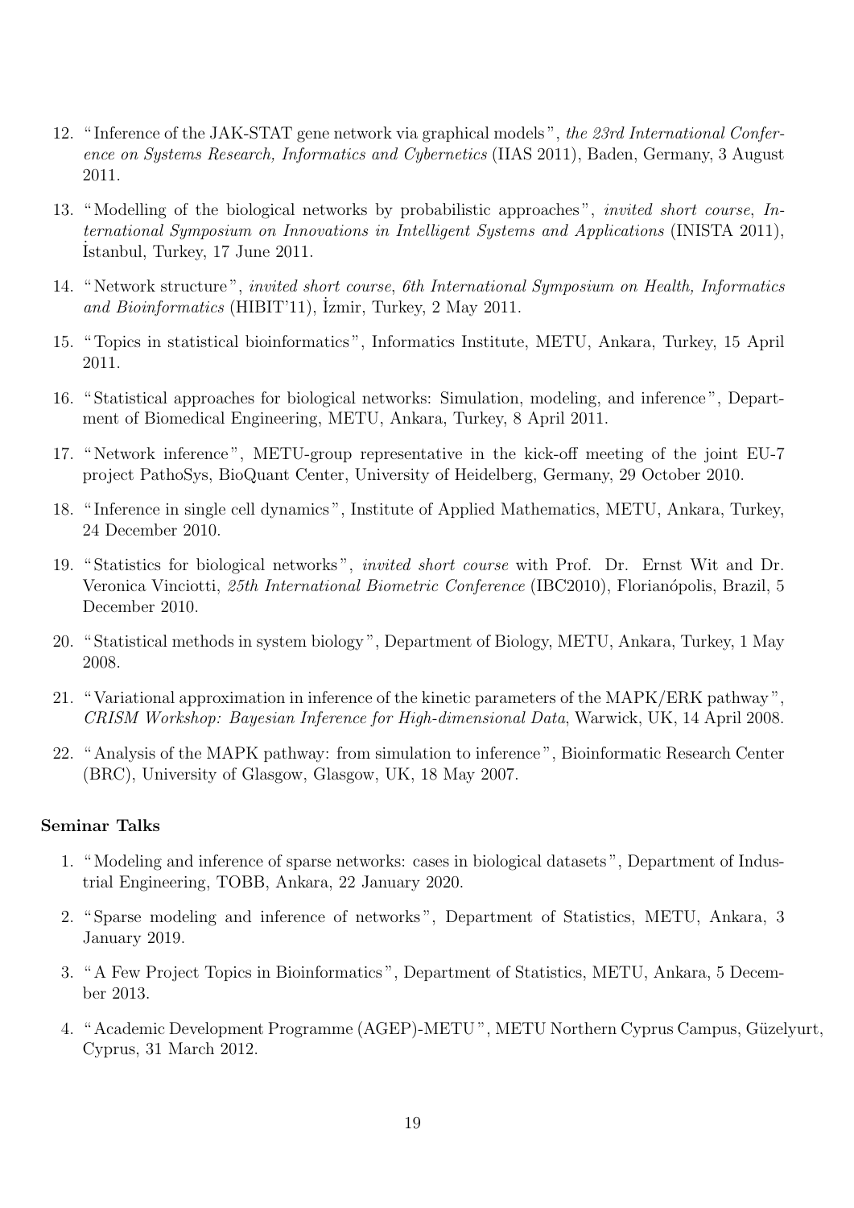12. "Inference of the JAK-STAT gene network via graphical models", *the 23rd International Conference on Systems Research, Informatics and Cybernetics* (IIAS 2011), Baden, Germany, 3 August 2011.

13. "Modelling of the biological networks by probabilistic approaches", *invited short course*, *International Symposium on Innovations in Intelligent Systems and Applications* (INISTA 2011), İstanbul, Turkey, 17 June 2011.

14. "Network structure", *invited short course*, *6th International Symposium on Health, Informatics and Bioinformatics* (HIBIT'11), İzmir, Turkey, 2 May 2011.

15. "Topics in statistical bioinformatics", Informatics Institute, METU, Ankara, Turkey, 15 April 2011.

16. "Statistical approaches for biological networks: Simulation, modeling, and inference", Department of Biomedical Engineering, METU, Ankara, Turkey, 8 April 2011.

17. "Network inference", METU-group representative in the kick-off meeting of the joint EU-7 project PathoSys, BioQuant Center, University of Heidelberg, Germany, 29 October 2010.

18. "Inference in single cell dynamics", Institute of Applied Mathematics, METU, Ankara, Turkey, 24 December 2010.

19. "Statistics for biological networks", *invited short course* with Prof. Dr. Ernst Wit and Dr. Veronica Vinciotti, *25th International Biometric Conference* (IBC2010), Florianópolis, Brazil, 5 December 2010.

20. "Statistical methods in system biology", Department of Biology, METU, Ankara, Turkey, 1 May 2008.

21. "Variational approximation in inference of the kinetic parameters of the MAPK/ERK pathway", *CRISM Workshop: Bayesian Inference for High-dimensional Data*, Warwick, UK, 14 April 2008.

22. "Analysis of the MAPK pathway: from simulation to inference", Bioinformatic Research Center (BRC), University of Glasgow, Glasgow, UK, 18 May 2007.

**Seminar Talks**

1. "Modeling and inference of sparse networks: cases in biological datasets", Department of Industrial Engineering, TOBB, Ankara, 22 January 2020.

2. "Sparse modeling and inference of networks", Department of Statistics, METU, Ankara, 3 January 2019.

3. "A Few Project Topics in Bioinformatics", Department of Statistics, METU, Ankara, 5 December 2013.

4. "Academic Development Programme (AGEP)-METU", METU Northern Cyprus Campus, Güzelyurt, Cyprus, 31 March 2012.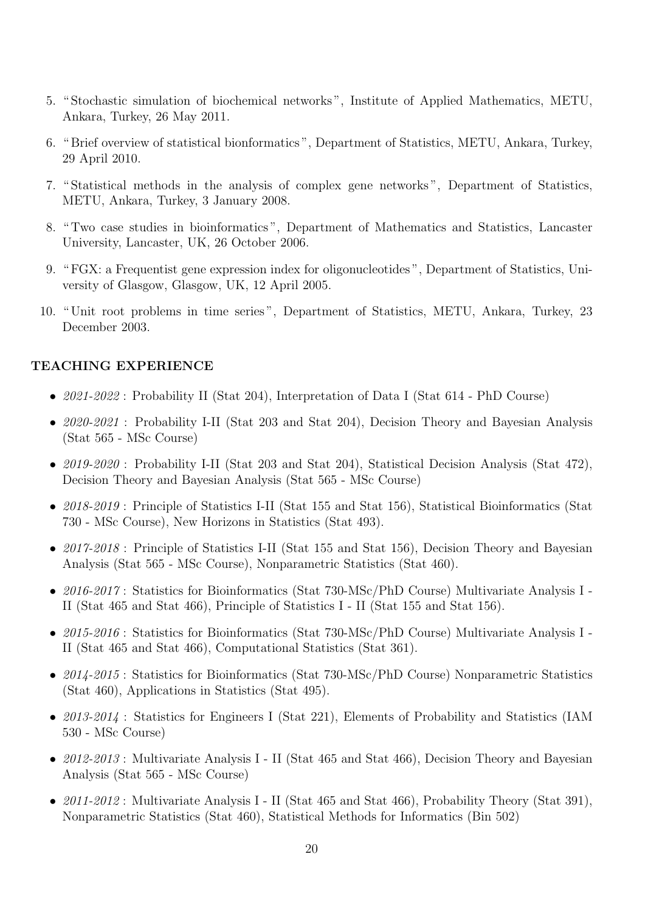5. "Stochastic simulation of biochemical networks", Institute of Applied Mathematics, METU, Ankara, Turkey, 26 May 2011.
6. "Brief overview of statistical bionformatics", Department of Statistics, METU, Ankara, Turkey, 29 April 2010.
7. "Statistical methods in the analysis of complex gene networks", Department of Statistics, METU, Ankara, Turkey, 3 January 2008.
8. "Two case studies in bioinformatics", Department of Mathematics and Statistics, Lancaster University, Lancaster, UK, 26 October 2006.
9. "FGX: a Frequentist gene expression index for oligonucleotides", Department of Statistics, University of Glasgow, Glasgow, UK, 12 April 2005.
10. "Unit root problems in time series", Department of Statistics, METU, Ankara, Turkey, 23 December 2003.

## TEACHING EXPERIENCE

- *2021-2022* : Probability II (Stat 204), Interpretation of Data I (Stat 614 - PhD Course)
- *2020-2021* : Probability I-II (Stat 203 and Stat 204), Decision Theory and Bayesian Analysis (Stat 565 - MSc Course)
- *2019-2020* : Probability I-II (Stat 203 and Stat 204), Statistical Decision Analysis (Stat 472), Decision Theory and Bayesian Analysis (Stat 565 - MSc Course)
- *2018-2019* : Principle of Statistics I-II (Stat 155 and Stat 156), Statistical Bioinformatics (Stat 730 - MSc Course), New Horizons in Statistics (Stat 493).
- *2017-2018* : Principle of Statistics I-II (Stat 155 and Stat 156), Decision Theory and Bayesian Analysis (Stat 565 - MSc Course), Nonparametric Statistics (Stat 460).
- *2016-2017* : Statistics for Bioinformatics (Stat 730-MSc/PhD Course) Multivariate Analysis I - II (Stat 465 and Stat 466), Principle of Statistics I - II (Stat 155 and Stat 156).
- *2015-2016* : Statistics for Bioinformatics (Stat 730-MSc/PhD Course) Multivariate Analysis I - II (Stat 465 and Stat 466), Computational Statistics (Stat 361).
- *2014-2015* : Statistics for Bioinformatics (Stat 730-MSc/PhD Course) Nonparametric Statistics (Stat 460), Applications in Statistics (Stat 495).
- *2013-2014* : Statistics for Engineers I (Stat 221), Elements of Probability and Statistics (IAM 530 - MSc Course)
- *2012-2013* : Multivariate Analysis I - II (Stat 465 and Stat 466), Decision Theory and Bayesian Analysis (Stat 565 - MSc Course)
- *2011-2012* : Multivariate Analysis I - II (Stat 465 and Stat 466), Probability Theory (Stat 391), Nonparametric Statistics (Stat 460), Statistical Methods for Informatics (Bin 502)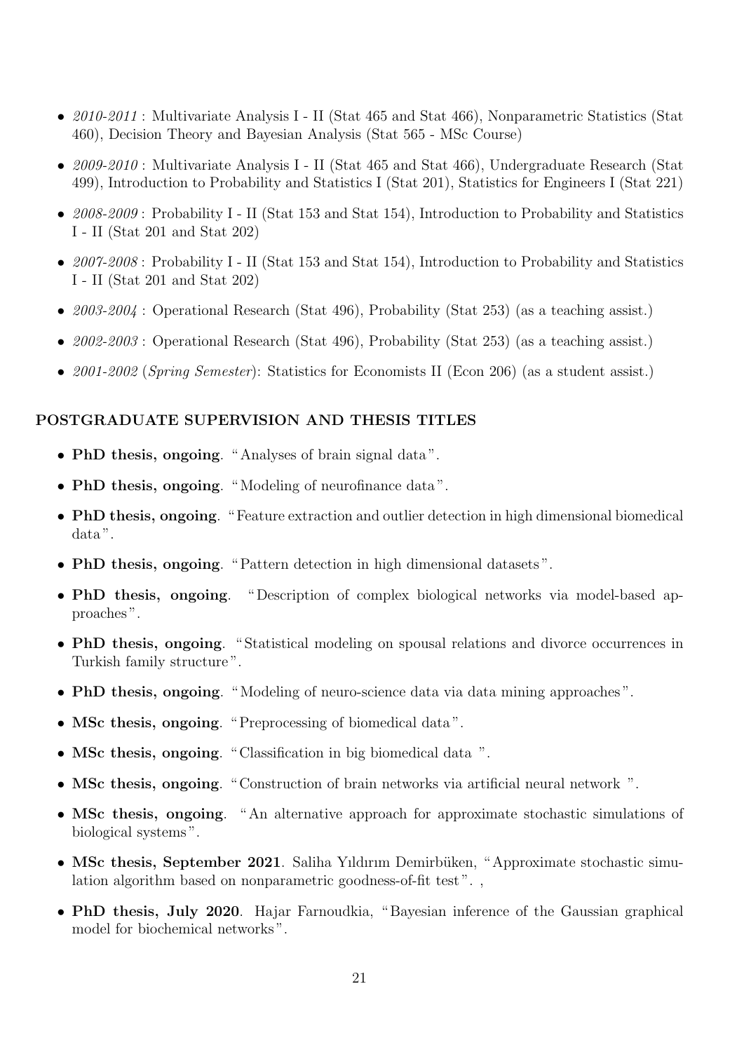- *2010-2011* : Multivariate Analysis I - II (Stat 465 and Stat 466), Nonparametric Statistics (Stat 460), Decision Theory and Bayesian Analysis (Stat 565 - MSc Course)
- *2009-2010* : Multivariate Analysis I - II (Stat 465 and Stat 466), Undergraduate Research (Stat 499), Introduction to Probability and Statistics I (Stat 201), Statistics for Engineers I (Stat 221)
- *2008-2009* : Probability I - II (Stat 153 and Stat 154), Introduction to Probability and Statistics I - II (Stat 201 and Stat 202)
- *2007-2008* : Probability I - II (Stat 153 and Stat 154), Introduction to Probability and Statistics I - II (Stat 201 and Stat 202)
- *2003-2004* : Operational Research (Stat 496), Probability (Stat 253) (as a teaching assist.)
- *2002-2003* : Operational Research (Stat 496), Probability (Stat 253) (as a teaching assist.)
- *2001-2002* (*Spring Semester*): Statistics for Economists II (Econ 206) (as a student assist.)

## POSTGRADUATE SUPERVISION AND THESIS TITLES

- **PhD thesis, ongoing**. "Analyses of brain signal data".
- **PhD thesis, ongoing**. "Modeling of neurofinance data".
- **PhD thesis, ongoing**. "Feature extraction and outlier detection in high dimensional biomedical data".
- **PhD thesis, ongoing**. "Pattern detection in high dimensional datasets".
- **PhD thesis, ongoing**. "Description of complex biological networks via model-based approaches".
- **PhD thesis, ongoing**. "Statistical modeling on spousal relations and divorce occurrences in Turkish family structure".
- **PhD thesis, ongoing**. "Modeling of neuro-science data via data mining approaches".
- **MSc thesis, ongoing**. "Preprocessing of biomedical data".
- **MSc thesis, ongoing**. "Classification in big biomedical data ".
- **MSc thesis, ongoing**. "Construction of brain networks via artificial neural network ".
- **MSc thesis, ongoing**. "An alternative approach for approximate stochastic simulations of biological systems".
- **MSc thesis, September 2021**. Saliha Yıldırım Demirbüken, "Approximate stochastic simulation algorithm based on nonparametric goodness-of-fit test". ,
- **PhD thesis, July 2020**. Hajar Farnoudkia, "Bayesian inference of the Gaussian graphical model for biochemical networks".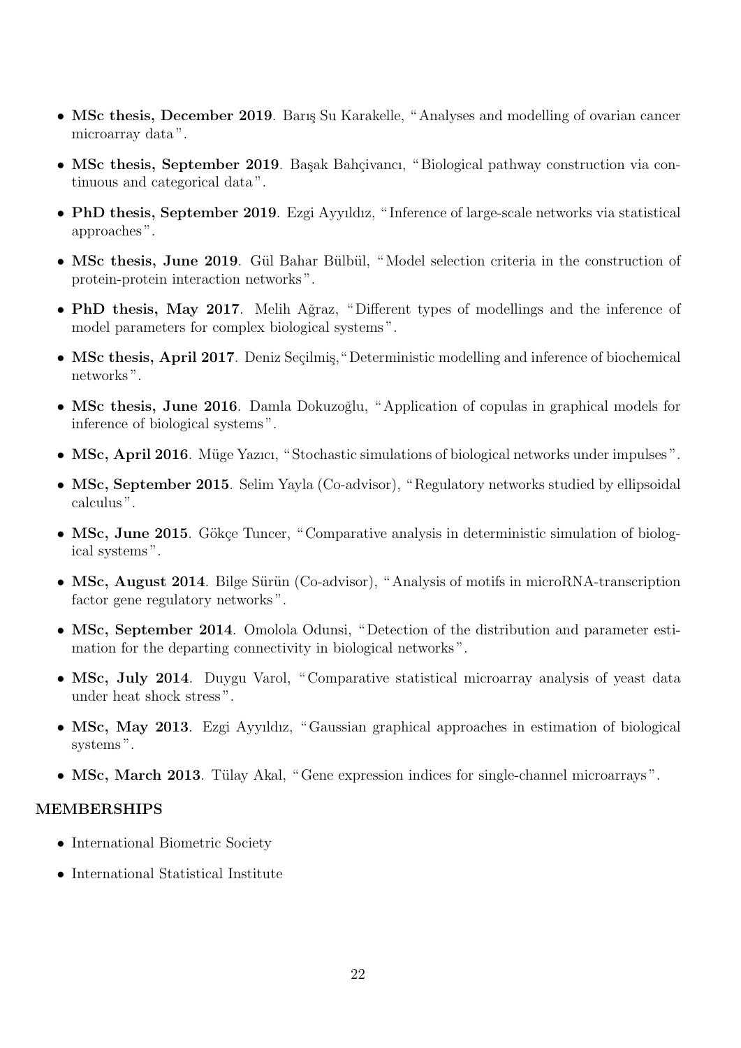- **MSc thesis, December 2019**. Barış Su Karakelle, "Analyses and modelling of ovarian cancer microarray data".
- **MSc thesis, September 2019**. Başak Bahçivancı, "Biological pathway construction via continuous and categorical data".
- **PhD thesis, September 2019**. Ezgi Ayyıldız, "Inference of large-scale networks via statistical approaches".
- **MSc thesis, June 2019**. Gül Bahar Bülbül, "Model selection criteria in the construction of protein-protein interaction networks".
- **PhD thesis, May 2017**. Melih Ağraz, "Different types of modellings and the inference of model parameters for complex biological systems".
- **MSc thesis, April 2017**. Deniz Seçilmiş,"Deterministic modelling and inference of biochemical networks".
- **MSc thesis, June 2016**. Damla Dokuzoğlu, "Application of copulas in graphical models for inference of biological systems".
- **MSc, April 2016**. Müge Yazıcı, "Stochastic simulations of biological networks under impulses".
- **MSc, September 2015**. Selim Yayla (Co-advisor), "Regulatory networks studied by ellipsoidal calculus".
- **MSc, June 2015**. Gökçe Tuncer, "Comparative analysis in deterministic simulation of biological systems".
- **MSc, August 2014**. Bilge Sürün (Co-advisor), "Analysis of motifs in microRNA-transcription factor gene regulatory networks".
- **MSc, September 2014**. Omolola Odunsi, "Detection of the distribution and parameter estimation for the departing connectivity in biological networks".
- **MSc, July 2014**. Duygu Varol, "Comparative statistical microarray analysis of yeast data under heat shock stress".
- **MSc, May 2013**. Ezgi Ayyıldız, "Gaussian graphical approaches in estimation of biological systems".
- **MSc, March 2013**. Tülay Akal, "Gene expression indices for single-channel microarrays".

## MEMBERSHIPS

- International Biometric Society
- International Statistical Institute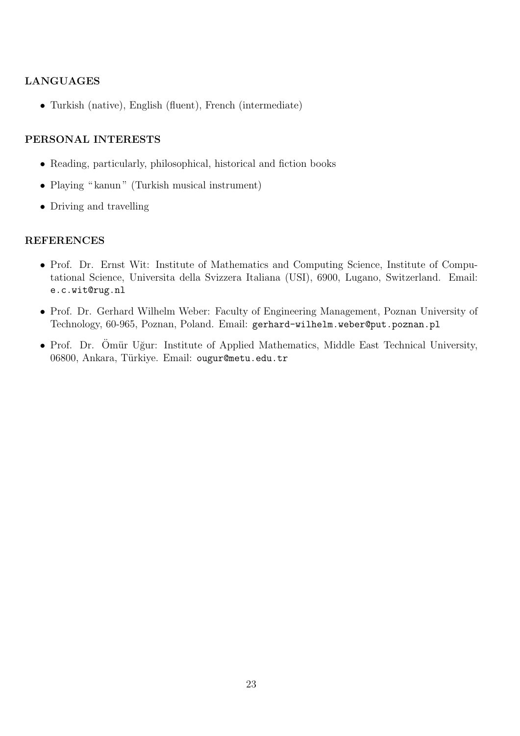## LANGUAGES

- Turkish (native), English (fluent), French (intermediate)

## PERSONAL INTERESTS

- Reading, particularly, philosophical, historical and fiction books
- Playing "kanun" (Turkish musical instrument)
- Driving and travelling

## REFERENCES

- Prof. Dr. Ernst Wit: Institute of Mathematics and Computing Science, Institute of Computational Science, Universita della Svizzera Italiana (USI), 6900, Lugano, Switzerland. Email: e.c.wit@rug.nl
- Prof. Dr. Gerhard Wilhelm Weber: Faculty of Engineering Management, Poznan University of Technology, 60-965, Poznan, Poland. Email: gerhard-wilhelm.weber@put.poznan.pl
- Prof. Dr. Ömür Uğur: Institute of Applied Mathematics, Middle East Technical University, 06800, Ankara, Türkiye. Email: ougur@metu.edu.tr